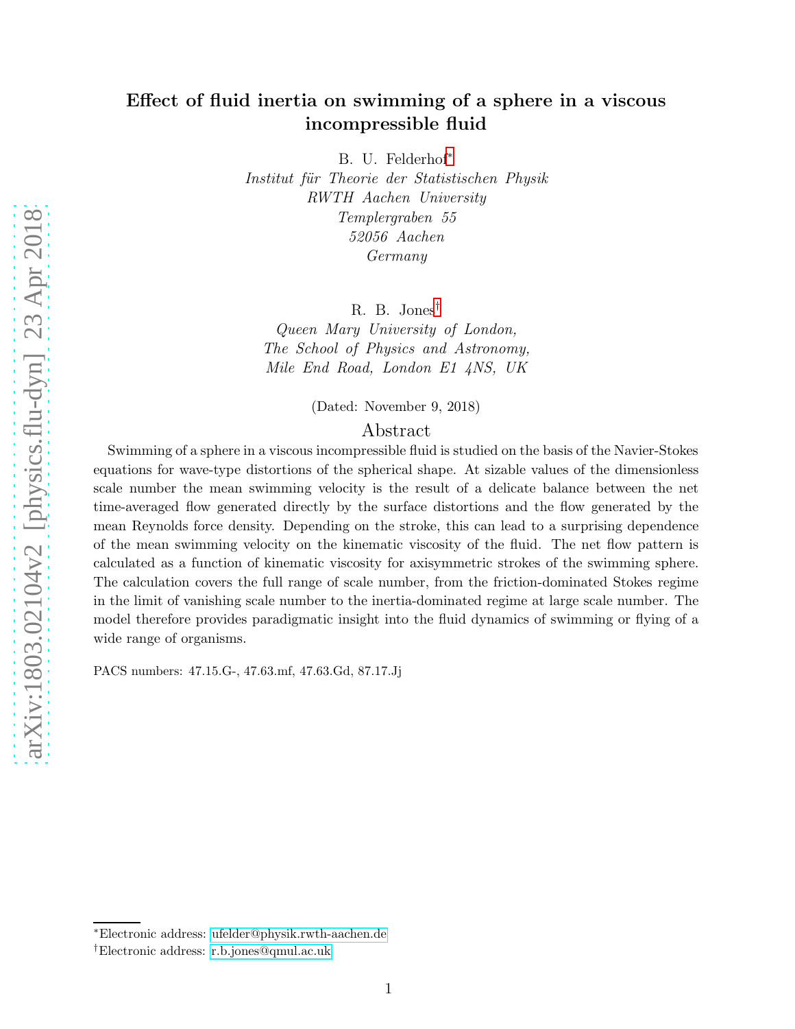# Effect of fluid inertia on swimming of a sphere in a viscous incompressible fluid

B. U. Felderhof[*]

*Institut für Theorie der Statistischen Physik*
*RWTH Aachen University*
*Templergraben 55*
*52056 Aachen*
*Germany*

R. B. Jones[†]

*Queen Mary University of London,*
*The School of Physics and Astronomy,*
*Mile End Road, London E1 4NS, UK*

(Dated: November 9, 2018)

## Abstract

Swimming of a sphere in a viscous incompressible fluid is studied on the basis of the Navier-Stokes equations for wave-type distortions of the spherical shape. At sizable values of the dimensionless scale number the mean swimming velocity is the result of a delicate balance between the net time-averaged flow generated directly by the surface distortions and the flow generated by the mean Reynolds force density. Depending on the stroke, this can lead to a surprising dependence of the mean swimming velocity on the kinematic viscosity of the fluid. The net flow pattern is calculated as a function of kinematic viscosity for axisymmetric strokes of the swimming sphere. The calculation covers the full range of scale number, from the friction-dominated Stokes regime in the limit of vanishing scale number to the inertia-dominated regime at large scale number. The model therefore provides paradigmatic insight into the fluid dynamics of swimming or flying of a wide range of organisms.

PACS numbers: 47.15.G-, 47.63.mf, 47.63.Gd, 87.17.Jj

[*]Electronic address: ufelder@physik.rwth-aachen.de

[†]Electronic address: r.b.jones@qmul.ac.uk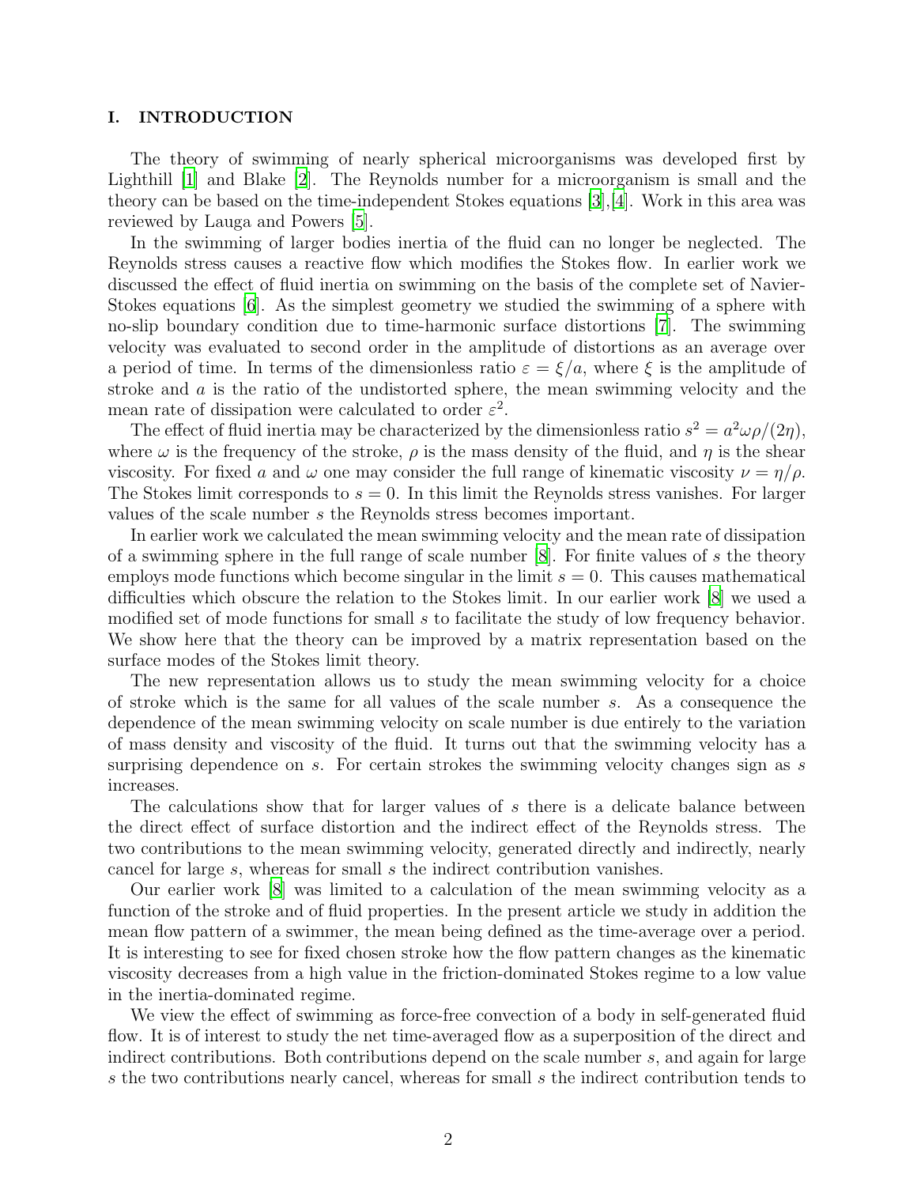## I. INTRODUCTION

The theory of swimming of nearly spherical microorganisms was developed first by Lighthill [1] and Blake [2]. The Reynolds number for a microorganism is small and the theory can be based on the time-independent Stokes equations [3],[4]. Work in this area was reviewed by Lauga and Powers [5].

In the swimming of larger bodies inertia of the fluid can no longer be neglected. The Reynolds stress causes a reactive flow which modifies the Stokes flow. In earlier work we discussed the effect of fluid inertia on swimming on the basis of the complete set of Navier-Stokes equations [6]. As the simplest geometry we studied the swimming of a sphere with no-slip boundary condition due to time-harmonic surface distortions [7]. The swimming velocity was evaluated to second order in the amplitude of distortions as an average over a period of time. In terms of the dimensionless ratio $\varepsilon = \xi/a$, where $\xi$ is the amplitude of stroke and $a$ is the ratio of the undistorted sphere, the mean swimming velocity and the mean rate of dissipation were calculated to order $\varepsilon^2$.

The effect of fluid inertia may be characterized by the dimensionless ratio $s^2 = a^2\omega\rho/(2\eta)$, where $\omega$ is the frequency of the stroke, $\rho$ is the mass density of the fluid, and $\eta$ is the shear viscosity. For fixed $a$ and $\omega$ one may consider the full range of kinematic viscosity $\nu = \eta/\rho$. The Stokes limit corresponds to $s = 0$. In this limit the Reynolds stress vanishes. For larger values of the scale number $s$ the Reynolds stress becomes important.

In earlier work we calculated the mean swimming velocity and the mean rate of dissipation of a swimming sphere in the full range of scale number [8]. For finite values of $s$ the theory employs mode functions which become singular in the limit $s = 0$. This causes mathematical difficulties which obscure the relation to the Stokes limit. In our earlier work [8] we used a modified set of mode functions for small $s$ to facilitate the study of low frequency behavior. We show here that the theory can be improved by a matrix representation based on the surface modes of the Stokes limit theory.

The new representation allows us to study the mean swimming velocity for a choice of stroke which is the same for all values of the scale number $s$. As a consequence the dependence of the mean swimming velocity on scale number is due entirely to the variation of mass density and viscosity of the fluid. It turns out that the swimming velocity has a surprising dependence on $s$. For certain strokes the swimming velocity changes sign as $s$ increases.

The calculations show that for larger values of $s$ there is a delicate balance between the direct effect of surface distortion and the indirect effect of the Reynolds stress. The two contributions to the mean swimming velocity, generated directly and indirectly, nearly cancel for large $s$, whereas for small $s$ the indirect contribution vanishes.

Our earlier work [8] was limited to a calculation of the mean swimming velocity as a function of the stroke and of fluid properties. In the present article we study in addition the mean flow pattern of a swimmer, the mean being defined as the time-average over a period. It is interesting to see for fixed chosen stroke how the flow pattern changes as the kinematic viscosity decreases from a high value in the friction-dominated Stokes regime to a low value in the inertia-dominated regime.

We view the effect of swimming as force-free convection of a body in self-generated fluid flow. It is of interest to study the net time-averaged flow as a superposition of the direct and indirect contributions. Both contributions depend on the scale number $s$, and again for large $s$ the two contributions nearly cancel, whereas for small $s$ the indirect contribution tends to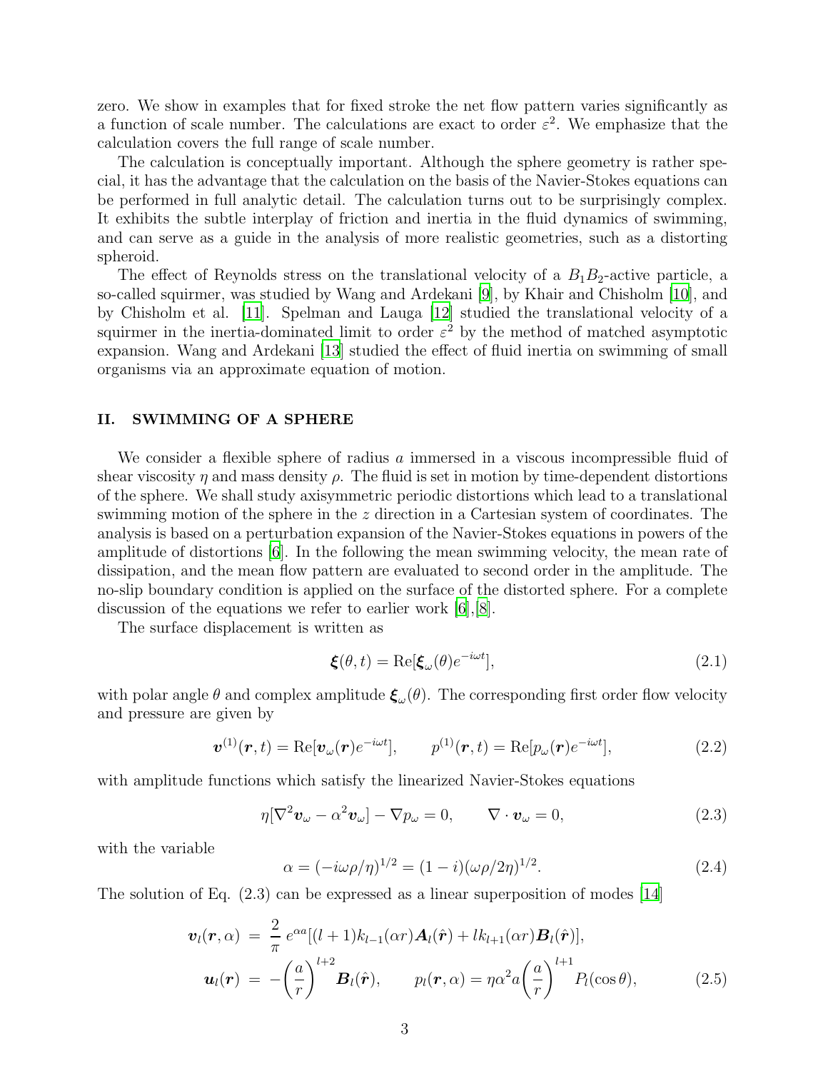zero. We show in examples that for fixed stroke the net flow pattern varies significantly as a function of scale number. The calculations are exact to order $\varepsilon^2$. We emphasize that the calculation covers the full range of scale number.

The calculation is conceptually important. Although the sphere geometry is rather special, it has the advantage that the calculation on the basis of the Navier-Stokes equations can be performed in full analytic detail. The calculation turns out to be surprisingly complex. It exhibits the subtle interplay of friction and inertia in the fluid dynamics of swimming, and can serve as a guide in the analysis of more realistic geometries, such as a distorting spheroid.

The effect of Reynolds stress on the translational velocity of a $B_1B_2$-active particle, a so-called squirmer, was studied by Wang and Ardekani [9], by Khair and Chisholm [10], and by Chisholm et al. [11]. Spelman and Lauga [12] studied the translational velocity of a squirmer in the inertia-dominated limit to order $\varepsilon^2$ by the method of matched asymptotic expansion. Wang and Ardekani [13] studied the effect of fluid inertia on swimming of small organisms via an approximate equation of motion.

## II. SWIMMING OF A SPHERE

We consider a flexible sphere of radius $a$ immersed in a viscous incompressible fluid of shear viscosity $\eta$ and mass density $\rho$. The fluid is set in motion by time-dependent distortions of the sphere. We shall study axisymmetric periodic distortions which lead to a translational swimming motion of the sphere in the $z$ direction in a Cartesian system of coordinates. The analysis is based on a perturbation expansion of the Navier-Stokes equations in powers of the amplitude of distortions [6]. In the following the mean swimming velocity, the mean rate of dissipation, and the mean flow pattern are evaluated to second order in the amplitude. The no-slip boundary condition is applied on the surface of the distorted sphere. For a complete discussion of the equations we refer to earlier work [6],[8].

The surface displacement is written as

$$\boldsymbol{\xi}(\theta, t) = \mathrm{Re}[\boldsymbol{\xi}_\omega(\theta)e^{-i\omega t}], \tag{2.1}$$

with polar angle $\theta$ and complex amplitude $\boldsymbol{\xi}_\omega(\theta)$. The corresponding first order flow velocity and pressure are given by

$$\boldsymbol{v}^{(1)}(\boldsymbol{r}, t) = \mathrm{Re}[\boldsymbol{v}_\omega(\boldsymbol{r})e^{-i\omega t}], \qquad p^{(1)}(\boldsymbol{r}, t) = \mathrm{Re}[p_\omega(\boldsymbol{r})e^{-i\omega t}], \tag{2.2}$$

with amplitude functions which satisfy the linearized Navier-Stokes equations

$$\eta[\nabla^2\boldsymbol{v}_\omega - \alpha^2\boldsymbol{v}_\omega] - \nabla p_\omega = 0, \qquad \nabla\cdot\boldsymbol{v}_\omega = 0, \tag{2.3}$$

with the variable

$$\alpha = (-i\omega\rho/\eta)^{1/2} = (1-i)(\omega\rho/2\eta)^{1/2}. \tag{2.4}$$

The solution of Eq. (2.3) can be expressed as a linear superposition of modes [14]

$$\begin{aligned}
\boldsymbol{v}_l(\boldsymbol{r}, \alpha) &= \frac{2}{\pi}\, e^{\alpha a}[(l+1)k_{l-1}(\alpha r)\boldsymbol{A}_l(\hat{\boldsymbol{r}}) + l k_{l+1}(\alpha r)\boldsymbol{B}_l(\hat{\boldsymbol{r}})], \\
\boldsymbol{u}_l(\boldsymbol{r}) &= -\left(\frac{a}{r}\right)^{l+2}\boldsymbol{B}_l(\hat{\boldsymbol{r}}), \qquad p_l(\boldsymbol{r}, \alpha) = \eta\alpha^2 a\left(\frac{a}{r}\right)^{l+1} P_l(\cos\theta),
\end{aligned} \tag{2.5}$$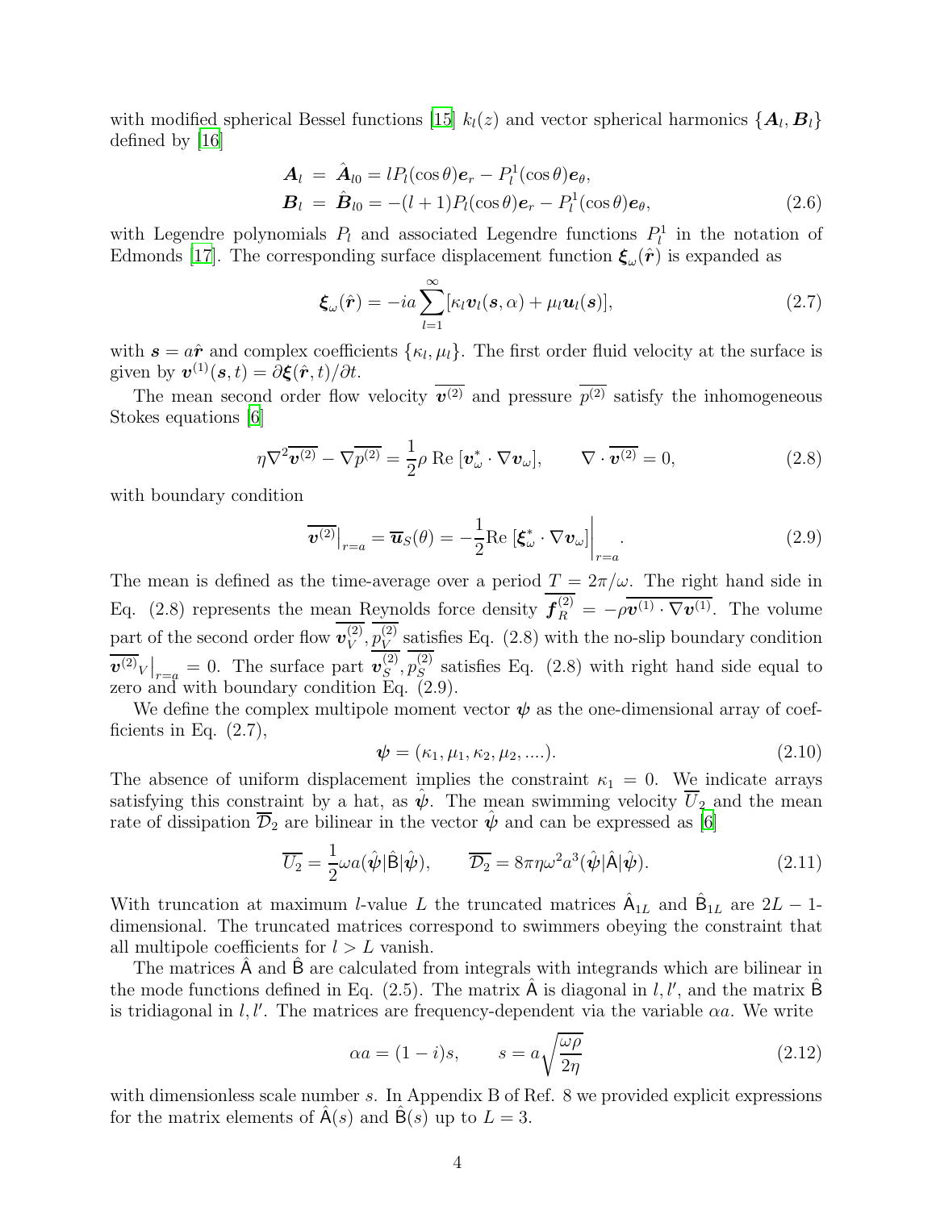with modified spherical Bessel functions [15] $k_l(z)$ and vector spherical harmonics $\{\boldsymbol{A}_l, \boldsymbol{B}_l\}$ defined by [16]

$$\begin{aligned}
\boldsymbol{A}_l &= \hat{\boldsymbol{A}}_{l0} = lP_l(\cos\theta)\boldsymbol{e}_r - P_l^1(\cos\theta)\boldsymbol{e}_\theta, \\
\boldsymbol{B}_l &= \hat{\boldsymbol{B}}_{l0} = -(l+1)P_l(\cos\theta)\boldsymbol{e}_r - P_l^1(\cos\theta)\boldsymbol{e}_\theta,
\end{aligned} \tag{2.6}$$

with Legendre polynomials $P_l$ and associated Legendre functions $P_l^1$ in the notation of Edmonds [17]. The corresponding surface displacement function $\boldsymbol{\xi}_\omega(\hat{\boldsymbol{r}})$ is expanded as

$$\boldsymbol{\xi}_\omega(\hat{\boldsymbol{r}}) = -ia\sum_{l=1}^{\infty}[\kappa_l \boldsymbol{v}_l(\boldsymbol{s},\alpha) + \mu_l \boldsymbol{u}_l(\boldsymbol{s})], \tag{2.7}$$

with $\boldsymbol{s} = a\hat{\boldsymbol{r}}$ and complex coefficients $\{\kappa_l, \mu_l\}$. The first order fluid velocity at the surface is given by $\boldsymbol{v}^{(1)}(\boldsymbol{s},t) = \partial\boldsymbol{\xi}(\hat{\boldsymbol{r}},t)/\partial t$.

The mean second order flow velocity $\overline{\boldsymbol{v}^{(2)}}$ and pressure $\overline{p^{(2)}}$ satisfy the inhomogeneous Stokes equations [6]

$$\eta\nabla^2\overline{\boldsymbol{v}^{(2)}} - \nabla\overline{p^{(2)}} = \frac{1}{2}\rho\ \mathrm{Re}\ [\boldsymbol{v}_\omega^* \cdot \nabla\boldsymbol{v}_\omega], \qquad \nabla\cdot\overline{\boldsymbol{v}^{(2)}} = 0, \tag{2.8}$$

with boundary condition

$$\overline{\boldsymbol{v}^{(2)}}\Big|_{r=a} = \overline{\boldsymbol{u}}_S(\theta) = -\frac{1}{2}\mathrm{Re}\ [\boldsymbol{\xi}_\omega^* \cdot \nabla\boldsymbol{v}_\omega]\Big|_{r=a}. \tag{2.9}$$

The mean is defined as the time-average over a period $T = 2\pi/\omega$. The right hand side in Eq. (2.8) represents the mean Reynolds force density $\overline{\boldsymbol{f}_R^{(2)}} = -\rho\overline{\boldsymbol{v}^{(1)}\cdot\nabla\boldsymbol{v}^{(1)}}$. The volume part of the second order flow $\overline{\boldsymbol{v}_V^{(2)}}, \overline{p_V^{(2)}}$ satisfies Eq. (2.8) with the no-slip boundary condition $\overline{\boldsymbol{v}^{(2)}}_V\Big|_{r=a} = 0$. The surface part $\overline{\boldsymbol{v}_S^{(2)}}, \overline{p_S^{(2)}}$ satisfies Eq. (2.8) with right hand side equal to zero and with boundary condition Eq. (2.9).

We define the complex multipole moment vector $\boldsymbol{\psi}$ as the one-dimensional array of coefficients in Eq. (2.7),

$$\boldsymbol{\psi} = (\kappa_1, \mu_1, \kappa_2, \mu_2, ....). \tag{2.10}$$

The absence of uniform displacement implies the constraint $\kappa_1 = 0$. We indicate arrays satisfying this constraint by a hat, as $\hat{\boldsymbol{\psi}}$. The mean swimming velocity $\overline{U_2}$ and the mean rate of dissipation $\overline{\mathcal{D}}_2$ are bilinear in the vector $\hat{\boldsymbol{\psi}}$ and can be expressed as [6]

$$\overline{U_2} = \frac{1}{2}\omega a(\hat{\boldsymbol{\psi}}|\hat{\mathsf{B}}|\hat{\boldsymbol{\psi}}), \qquad \overline{\mathcal{D}_2} = 8\pi\eta\omega^2 a^3(\hat{\boldsymbol{\psi}}|\hat{\mathsf{A}}|\hat{\boldsymbol{\psi}}). \tag{2.11}$$

With truncation at maximum $l$-value $L$ the truncated matrices $\hat{\mathsf{A}}_{1L}$ and $\hat{\mathsf{B}}_{1L}$ are $2L-1$-dimensional. The truncated matrices correspond to swimmers obeying the constraint that all multipole coefficients for $l > L$ vanish.

The matrices $\hat{\mathsf{A}}$ and $\hat{\mathsf{B}}$ are calculated from integrals with integrands which are bilinear in the mode functions defined in Eq. (2.5). The matrix $\hat{\mathsf{A}}$ is diagonal in $l, l'$, and the matrix $\hat{\mathsf{B}}$ is tridiagonal in $l, l'$. The matrices are frequency-dependent via the variable $\alpha a$. We write

$$\alpha a = (1-i)s, \qquad s = a\sqrt{\frac{\omega\rho}{2\eta}} \tag{2.12}$$

with dimensionless scale number $s$. In Appendix B of Ref. 8 we provided explicit expressions for the matrix elements of $\hat{\mathsf{A}}(s)$ and $\hat{\mathsf{B}}(s)$ up to $L = 3$.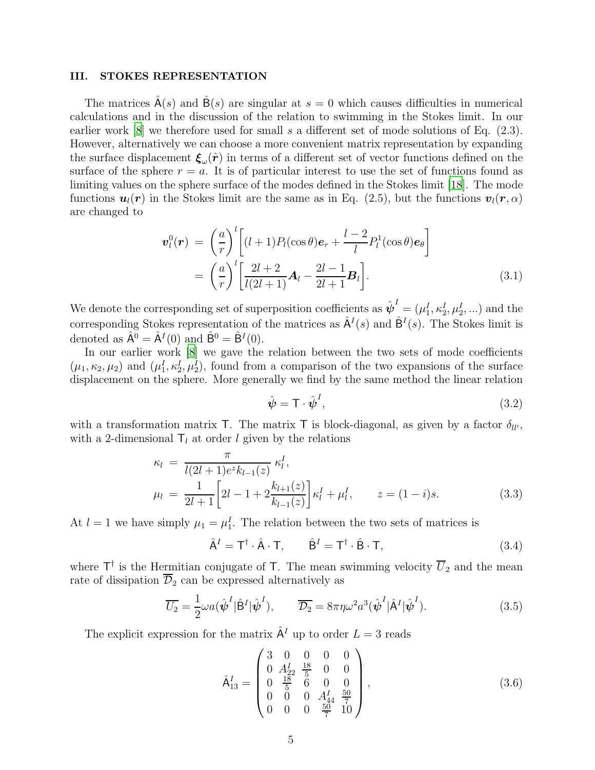## III. STOKES REPRESENTATION

The matrices $\hat{\mathsf{A}}(s)$ and $\hat{\mathsf{B}}(s)$ are singular at $s = 0$ which causes difficulties in numerical calculations and in the discussion of the relation to swimming in the Stokes limit. In our earlier work [8] we therefore used for small $s$ a different set of mode solutions of Eq. (2.3). However, alternatively we can choose a more convenient matrix representation by expanding the surface displacement $\boldsymbol{\xi}_\omega(\hat{\boldsymbol{r}})$ in terms of a different set of vector functions defined on the surface of the sphere $r = a$. It is of particular interest to use the set of functions found as limiting values on the sphere surface of the modes defined in the Stokes limit [18]. The mode functions $\boldsymbol{u}_l(\boldsymbol{r})$ in the Stokes limit are the same as in Eq. (2.5), but the functions $\boldsymbol{v}_l(\boldsymbol{r}, \alpha)$ are changed to

$$
\begin{aligned}
\boldsymbol{v}_l^0(\boldsymbol{r}) &= \left(\frac{a}{r}\right)^l \left[(l+1)P_l(\cos\theta)\boldsymbol{e}_r + \frac{l-2}{l}P_l^1(\cos\theta)\boldsymbol{e}_\theta\right] \\
&= \left(\frac{a}{r}\right)^l \left[\frac{2l+2}{l(2l+1)}\boldsymbol{A}_l - \frac{2l-1}{2l+1}\boldsymbol{B}_l\right].
\end{aligned} \tag{3.1}
$$

We denote the corresponding set of superposition coefficients as $\hat{\boldsymbol{\psi}}^I = (\mu_1^I, \kappa_2^I, \mu_2^I, ...)$ and the corresponding Stokes representation of the matrices as $\hat{\mathsf{A}}^I(s)$ and $\hat{\mathsf{B}}^I(s)$. The Stokes limit is denoted as $\hat{\mathsf{A}}^0 = \hat{\mathsf{A}}^I(0)$ and $\hat{\mathsf{B}}^0 = \hat{\mathsf{B}}^I(0)$.

In our earlier work [8] we gave the relation between the two sets of mode coefficients $(\mu_1, \kappa_2, \mu_2)$ and $(\mu_1^I, \kappa_2^I, \mu_2^I)$, found from a comparison of the two expansions of the surface displacement on the sphere. More generally we find by the same method the linear relation

$$
\hat{\boldsymbol{\psi}} = \mathsf{T} \cdot \hat{\boldsymbol{\psi}}^I, \tag{3.2}
$$

with a transformation matrix $\mathsf{T}$. The matrix $\mathsf{T}$ is block-diagonal, as given by a factor $\delta_{ll'}$, with a 2-dimensional $\mathsf{T}_l$ at order $l$ given by the relations

$$
\begin{aligned}
\kappa_l &= \frac{\pi}{l(2l+1)e^z k_{l-1}(z)}\,\kappa_l^I, \\
\mu_l &= \frac{1}{2l+1}\left[2l - 1 + 2\frac{k_{l+1}(z)}{k_{l-1}(z)}\right]\kappa_l^I + \mu_l^I, \qquad z = (1-i)s.
\end{aligned} \tag{3.3}
$$

At $l = 1$ we have simply $\mu_1 = \mu_1^I$. The relation between the two sets of matrices is

$$
\hat{\mathsf{A}}^I = \mathsf{T}^\dagger \cdot \hat{\mathsf{A}} \cdot \mathsf{T}, \qquad \hat{\mathsf{B}}^I = \mathsf{T}^\dagger \cdot \hat{\mathsf{B}} \cdot \mathsf{T}, \tag{3.4}
$$

where $\mathsf{T}^\dagger$ is the Hermitian conjugate of $\mathsf{T}$. The mean swimming velocity $\overline{U_2}$ and the mean rate of dissipation $\overline{\mathcal{D}}_2$ can be expressed alternatively as

$$
\overline{U_2} = \frac{1}{2}\omega a(\hat{\boldsymbol{\psi}}^I|\hat{\mathsf{B}}^I|\hat{\boldsymbol{\psi}}^I), \qquad \overline{\mathcal{D}_2} = 8\pi\eta\omega^2 a^3(\hat{\boldsymbol{\psi}}^I|\hat{\mathsf{A}}^I|\hat{\boldsymbol{\psi}}^I). \tag{3.5}
$$

The explicit expression for the matrix $\hat{\mathsf{A}}^I$ up to order $L = 3$ reads

$$
\hat{\mathsf{A}}^I_{13} = \begin{pmatrix} 3 & 0 & 0 & 0 & 0 \\ 0 & A^I_{22} & \frac{18}{5} & 0 & 0 \\ 0 & \frac{18}{5} & 6 & 0 & 0 \\ 0 & 0 & 0 & A^I_{44} & \frac{50}{7} \\ 0 & 0 & 0 & \frac{50}{7} & 10 \end{pmatrix}, \tag{3.6}
$$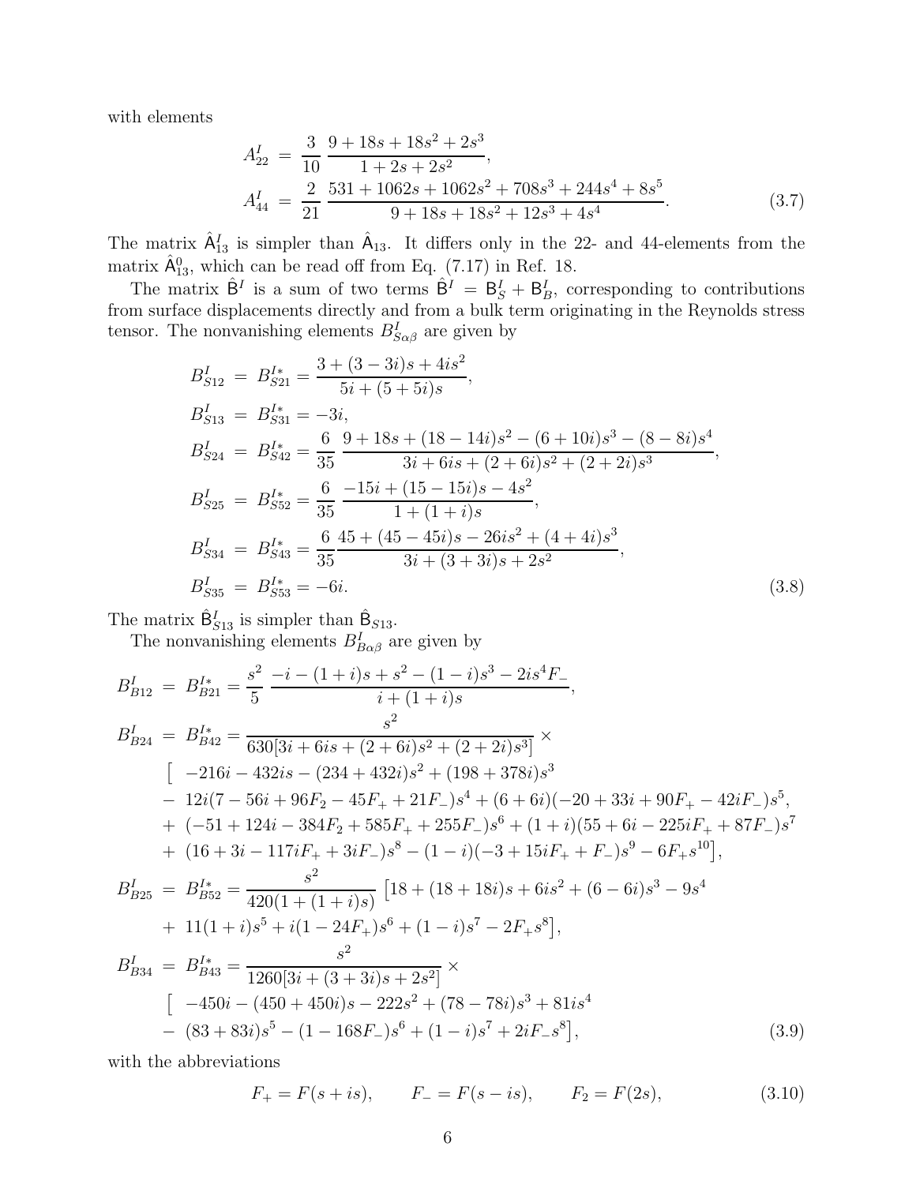with elements

$$
\begin{aligned}
A^I_{22} &= \frac{3}{10}\,\frac{9+18s+18s^2+2s^3}{1+2s+2s^2},\\
A^I_{44} &= \frac{2}{21}\,\frac{531+1062s+1062s^2+708s^3+244s^4+8s^5}{9+18s+18s^2+12s^3+4s^4}.
\end{aligned}
\tag{3.7}
$$

The matrix $\hat{\mathsf{A}}^I_{13}$ is simpler than $\hat{\mathsf{A}}_{13}$. It differs only in the 22- and 44-elements from the matrix $\hat{\mathsf{A}}^0_{13}$, which can be read off from Eq. (7.17) in Ref. 18.

The matrix $\hat{\mathsf{B}}^I$ is a sum of two terms $\hat{\mathsf{B}}^I = \mathsf{B}^I_S + \mathsf{B}^I_B$, corresponding to contributions from surface displacements directly and from a bulk term originating in the Reynolds stress tensor. The nonvanishing elements $B^I_{S\alpha\beta}$ are given by

$$
\begin{aligned}
B^I_{S12} &= B^{I*}_{S21} = \frac{3+(3-3i)s+4is^2}{5i+(5+5i)s},\\
B^I_{S13} &= B^{I*}_{S31} = -3i,\\
B^I_{S24} &= B^{I*}_{S42} = \frac{6}{35}\,\frac{9+18s+(18-14i)s^2-(6+10i)s^3-(8-8i)s^4}{3i+6is+(2+6i)s^2+(2+2i)s^3},\\
B^I_{S25} &= B^{I*}_{S52} = \frac{6}{35}\,\frac{-15i+(15-15i)s-4s^2}{1+(1+i)s},\\
B^I_{S34} &= B^{I*}_{S43} = \frac{6}{35}\frac{45+(45-45i)s-26is^2+(4+4i)s^3}{3i+(3+3i)s+2s^2},\\
B^I_{S35} &= B^{I*}_{S53} = -6i.
\end{aligned}
\tag{3.8}
$$

The matrix $\hat{\mathsf{B}}^I_{S13}$ is simpler than $\hat{\mathsf{B}}_{S13}$.

The nonvanishing elements $B^I_{B\alpha\beta}$ are given by

$$
\begin{aligned}
B^I_{B12} &= B^{I*}_{B21} = \frac{s^2}{5}\,\frac{-i-(1+i)s+s^2-(1-i)s^3-2is^4F_-}{i+(1+i)s},\\
B^I_{B24} &= B^{I*}_{B42} = \frac{s^2}{630[3i+6is+(2+6i)s^2+(2+2i)s^3]}\times\\
&\quad\big[\;-216i-432is-(234+432i)s^2+(198+378i)s^3\\
&\quad-\;12i(7-56i+96F_2-45F_++21F_-)s^4+(6+6i)(-20+33i+90F_+-42iF_-)s^5,\\
&\quad+\;(-51+124i-384F_2+585F_++255F_-)s^6+(1+i)(55+6i-225iF_++87F_-)s^7\\
&\quad+\;(16+3i-117iF_++3iF_-)s^8-(1-i)(-3+15iF_++F_-)s^9-6F_+s^{10}\big],\\
B^I_{B25} &= B^{I*}_{B52} = \frac{s^2}{420(1+(1+i)s)}\,\big[18+(18+18i)s+6is^2+(6-6i)s^3-9s^4\\
&\quad+\;11(1+i)s^5+i(1-24F_+)s^6+(1-i)s^7-2F_+s^8\big],\\
B^I_{B34} &= B^{I*}_{B43} = \frac{s^2}{1260[3i+(3+3i)s+2s^2]}\times\\
&\quad\big[\;-450i-(450+450i)s-222s^2+(78-78i)s^3+81is^4\\
&\quad-\;(83+83i)s^5-(1-168F_-)s^6+(1-i)s^7+2iF_-s^8\big],
\end{aligned}
\tag{3.9}
$$

with the abbreviations

$$
F_+ = F(s+is),\qquad F_- = F(s-is),\qquad F_2 = F(2s),
\tag{3.10}
$$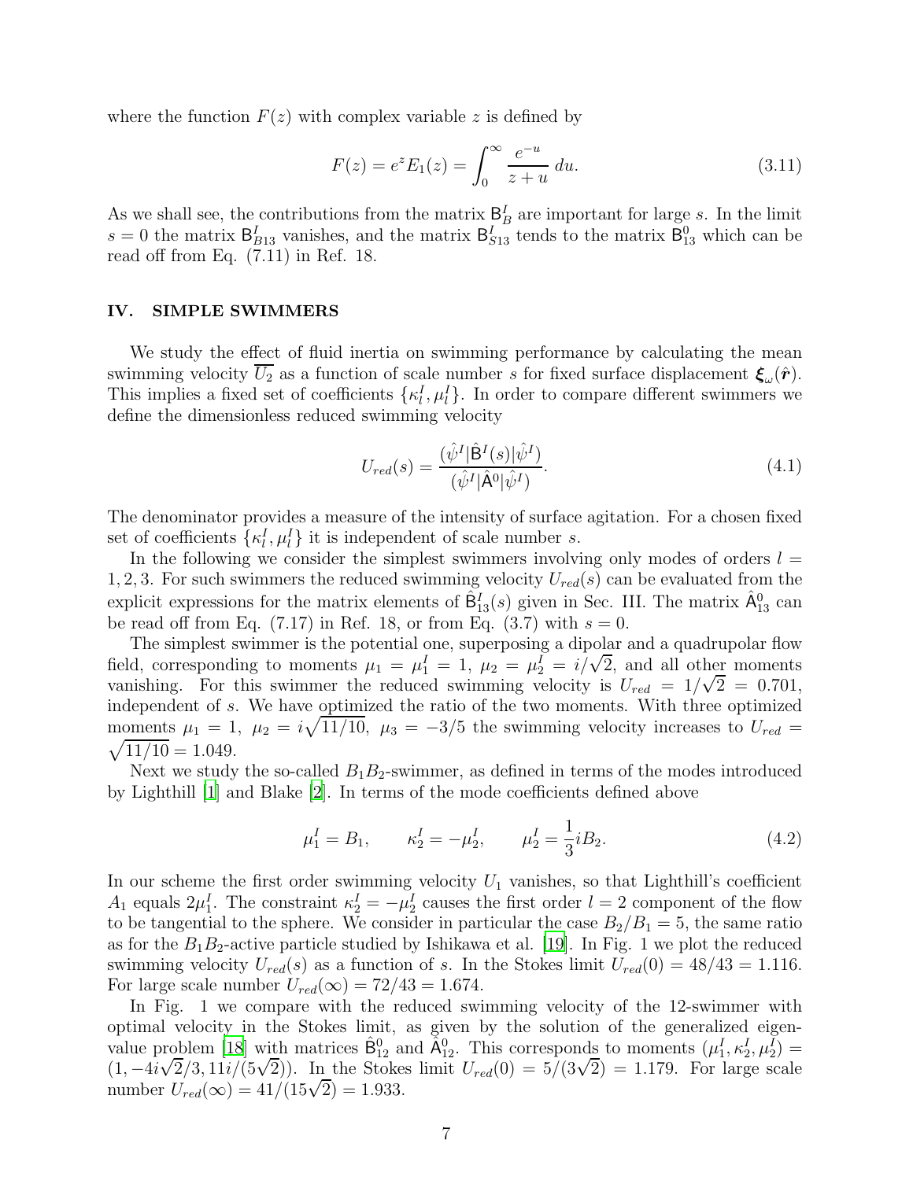where the function $F(z)$ with complex variable $z$ is defined by

$$F(z) = e^z E_1(z) = \int_0^\infty \frac{e^{-u}}{z+u}\,du. \tag{3.11}$$

As we shall see, the contributions from the matrix $\mathsf{B}^I_B$ are important for large $s$. In the limit $s = 0$ the matrix $\mathsf{B}^I_{B13}$ vanishes, and the matrix $\mathsf{B}^I_{S13}$ tends to the matrix $\mathsf{B}^0_{13}$ which can be read off from Eq. (7.11) in Ref. 18.

## IV. SIMPLE SWIMMERS

We study the effect of fluid inertia on swimming performance by calculating the mean swimming velocity $\overline{U_2}$ as a function of scale number $s$ for fixed surface displacement $\boldsymbol{\xi}_\omega(\hat{\boldsymbol{r}})$. This implies a fixed set of coefficients $\{\kappa^I_l, \mu^I_l\}$. In order to compare different swimmers we define the dimensionless reduced swimming velocity

$$U_{red}(s) = \frac{(\hat{\psi}^I|\hat{\mathsf{B}}^I(s)|\hat{\psi}^I)}{(\hat{\psi}^I|\hat{\mathsf{A}}^0|\hat{\psi}^I)}. \tag{4.1}$$

The denominator provides a measure of the intensity of surface agitation. For a chosen fixed set of coefficients $\{\kappa^I_l, \mu^I_l\}$ it is independent of scale number $s$.

In the following we consider the simplest swimmers involving only modes of orders $l = 1, 2, 3$. For such swimmers the reduced swimming velocity $U_{red}(s)$ can be evaluated from the explicit expressions for the matrix elements of $\hat{\mathsf{B}}^I_{13}(s)$ given in Sec. III. The matrix $\hat{\mathsf{A}}^0_{13}$ can be read off from Eq. (7.17) in Ref. 18, or from Eq. (3.7) with $s = 0$.

The simplest swimmer is the potential one, superposing a dipolar and a quadrupolar flow field, corresponding to moments $\mu_1 = \mu^I_1 = 1$, $\mu_2 = \mu^I_2 = i/\sqrt{2}$, and all other moments vanishing. For this swimmer the reduced swimming velocity is $U_{red} = 1/\sqrt{2} = 0.701$, independent of $s$. We have optimized the ratio of the two moments. With three optimized moments $\mu_1 = 1$, $\mu_2 = i\sqrt{11/10}$, $\mu_3 = -3/5$ the swimming velocity increases to $U_{red} = \sqrt{11/10} = 1.049$.

Next we study the so-called $B_1B_2$-swimmer, as defined in terms of the modes introduced by Lighthill [1] and Blake [2]. In terms of the mode coefficients defined above

$$\mu^I_1 = B_1, \qquad \kappa^I_2 = -\mu^I_2, \qquad \mu^I_2 = \frac{1}{3}iB_2. \tag{4.2}$$

In our scheme the first order swimming velocity $U_1$ vanishes, so that Lighthill's coefficient $A_1$ equals $2\mu^I_1$. The constraint $\kappa^I_2 = -\mu^I_2$ causes the first order $l = 2$ component of the flow to be tangential to the sphere. We consider in particular the case $B_2/B_1 = 5$, the same ratio as for the $B_1B_2$-active particle studied by Ishikawa et al. [19]. In Fig. 1 we plot the reduced swimming velocity $U_{red}(s)$ as a function of $s$. In the Stokes limit $U_{red}(0) = 48/43 = 1.116$. For large scale number $U_{red}(\infty) = 72/43 = 1.674$.

In Fig. 1 we compare with the reduced swimming velocity of the 12-swimmer with optimal velocity in the Stokes limit, as given by the solution of the generalized eigenvalue problem [18] with matrices $\hat{\mathsf{B}}^0_{12}$ and $\hat{\mathsf{A}}^0_{12}$. This corresponds to moments $(\mu^I_1, \kappa^I_2, \mu^I_2) = (1, -4i\sqrt{2}/3, 11i/(5\sqrt{2}))$. In the Stokes limit $U_{red}(0) = 5/(3\sqrt{2}) = 1.179$. For large scale number $U_{red}(\infty) = 41/(15\sqrt{2}) = 1.933$.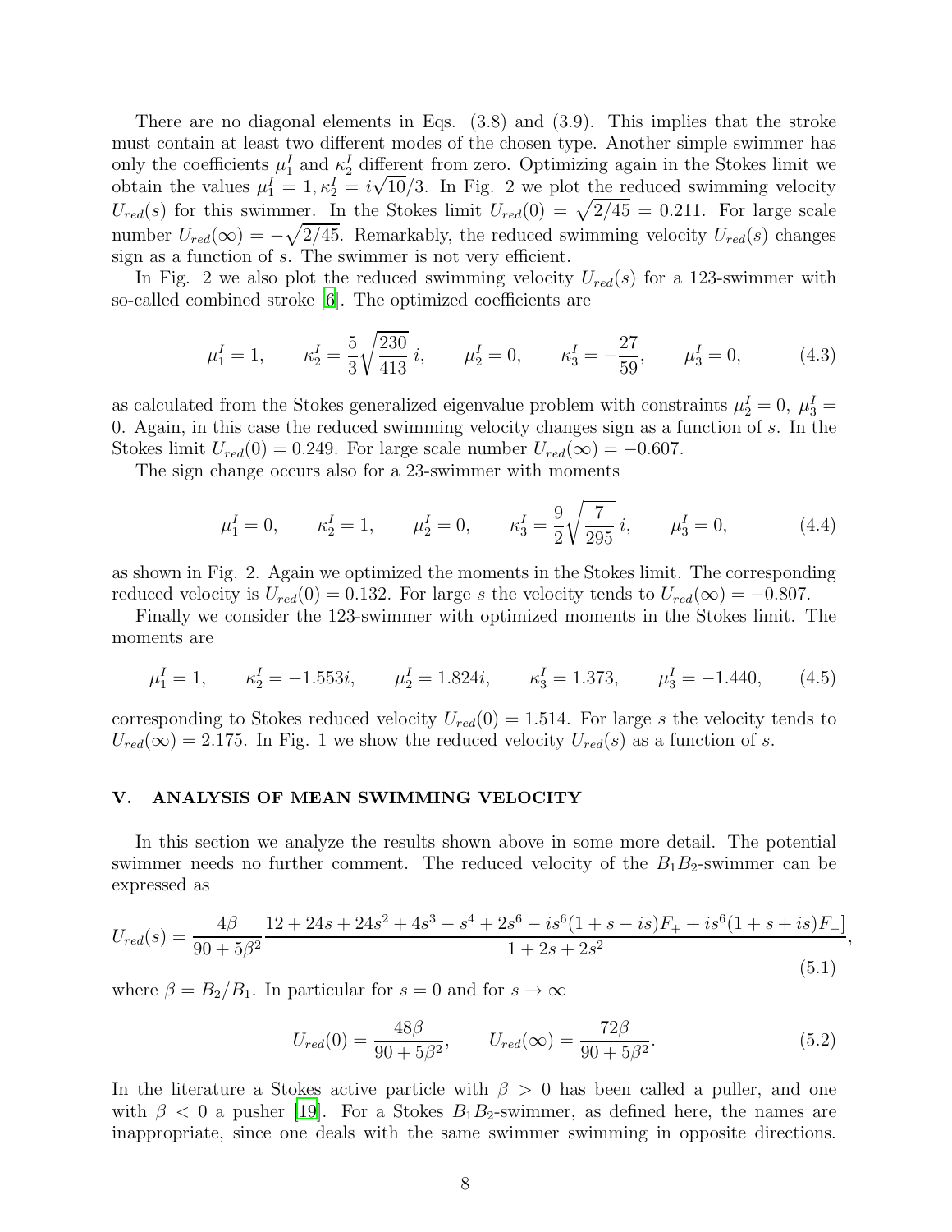There are no diagonal elements in Eqs. (3.8) and (3.9). This implies that the stroke must contain at least two different modes of the chosen type. Another simple swimmer has only the coefficients $\mu_1^I$ and $\kappa_2^I$ different from zero. Optimizing again in the Stokes limit we obtain the values $\mu_1^I = 1, \kappa_2^I = i\sqrt{10}/3$. In Fig. 2 we plot the reduced swimming velocity $U_{red}(s)$ for this swimmer. In the Stokes limit $U_{red}(0) = \sqrt{2/45} = 0.211$. For large scale number $U_{red}(\infty) = -\sqrt{2/45}$. Remarkably, the reduced swimming velocity $U_{red}(s)$ changes sign as a function of $s$. The swimmer is not very efficient.

In Fig. 2 we also plot the reduced swimming velocity $U_{red}(s)$ for a 123-swimmer with so-called combined stroke [6]. The optimized coefficients are

$$\mu_1^I = 1, \qquad \kappa_2^I = \frac{5}{3}\sqrt{\frac{230}{413}}\, i, \qquad \mu_2^I = 0, \qquad \kappa_3^I = -\frac{27}{59}, \qquad \mu_3^I = 0, \tag{4.3}$$

as calculated from the Stokes generalized eigenvalue problem with constraints $\mu_2^I = 0,\ \mu_3^I = 0$. Again, in this case the reduced swimming velocity changes sign as a function of $s$. In the Stokes limit $U_{red}(0) = 0.249$. For large scale number $U_{red}(\infty) = -0.607$.

The sign change occurs also for a 23-swimmer with moments

$$\mu_1^I = 0, \qquad \kappa_2^I = 1, \qquad \mu_2^I = 0, \qquad \kappa_3^I = \frac{9}{2}\sqrt{\frac{7}{295}}\, i, \qquad \mu_3^I = 0, \tag{4.4}$$

as shown in Fig. 2. Again we optimized the moments in the Stokes limit. The corresponding reduced velocity is $U_{red}(0) = 0.132$. For large $s$ the velocity tends to $U_{red}(\infty) = -0.807$.

Finally we consider the 123-swimmer with optimized moments in the Stokes limit. The moments are

$$\mu_1^I = 1, \qquad \kappa_2^I = -1.553i, \qquad \mu_2^I = 1.824i, \qquad \kappa_3^I = 1.373, \qquad \mu_3^I = -1.440, \tag{4.5}$$

corresponding to Stokes reduced velocity $U_{red}(0) = 1.514$. For large $s$ the velocity tends to $U_{red}(\infty) = 2.175$. In Fig. 1 we show the reduced velocity $U_{red}(s)$ as a function of $s$.

## V. ANALYSIS OF MEAN SWIMMING VELOCITY

In this section we analyze the results shown above in some more detail. The potential swimmer needs no further comment. The reduced velocity of the $B_1B_2$-swimmer can be expressed as

$$U_{red}(s) = \frac{4\beta}{90 + 5\beta^2} \frac{12 + 24s + 24s^2 + 4s^3 - s^4 + 2s^6 - is^6(1 + s - is)F_+ + is^6(1 + s + is)F_-]}{1 + 2s + 2s^2}, \tag{5.1}$$

where $\beta = B_2/B_1$. In particular for $s = 0$ and for $s \to \infty$

$$U_{red}(0) = \frac{48\beta}{90 + 5\beta^2}, \qquad U_{red}(\infty) = \frac{72\beta}{90 + 5\beta^2}. \tag{5.2}$$

In the literature a Stokes active particle with $\beta > 0$ has been called a puller, and one with $\beta < 0$ a pusher [19]. For a Stokes $B_1B_2$-swimmer, as defined here, the names are inappropriate, since one deals with the same swimmer swimming in opposite directions.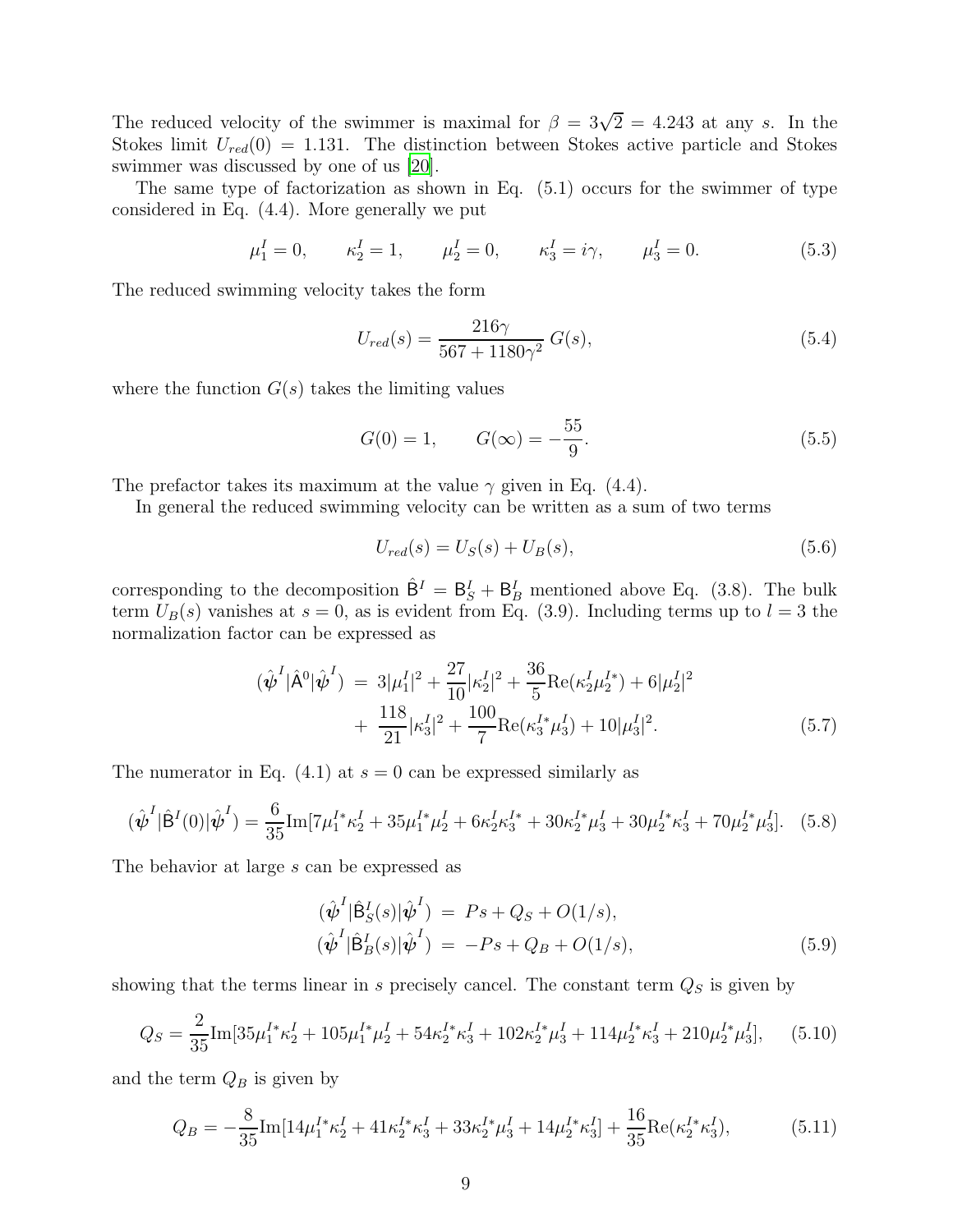The reduced velocity of the swimmer is maximal for $\beta = 3\sqrt{2} = 4.243$ at any $s$. In the Stokes limit $U_{red}(0) = 1.131$. The distinction between Stokes active particle and Stokes swimmer was discussed by one of us [20].

The same type of factorization as shown in Eq. (5.1) occurs for the swimmer of type considered in Eq. (4.4). More generally we put

$$\mu_1^I = 0, \qquad \kappa_2^I = 1, \qquad \mu_2^I = 0, \qquad \kappa_3^I = i\gamma, \qquad \mu_3^I = 0. \tag{5.3}$$

The reduced swimming velocity takes the form

$$U_{red}(s) = \frac{216\gamma}{567 + 1180\gamma^2}\, G(s), \tag{5.4}$$

where the function $G(s)$ takes the limiting values

$$G(0) = 1, \qquad G(\infty) = -\frac{55}{9}. \tag{5.5}$$

The prefactor takes its maximum at the value $\gamma$ given in Eq. (4.4).

In general the reduced swimming velocity can be written as a sum of two terms

$$U_{red}(s) = U_S(s) + U_B(s), \tag{5.6}$$

corresponding to the decomposition $\hat{\mathsf{B}}^I = \mathsf{B}_S^I + \mathsf{B}_B^I$ mentioned above Eq. (3.8). The bulk term $U_B(s)$ vanishes at $s = 0$, as is evident from Eq. (3.9). Including terms up to $l = 3$ the normalization factor can be expressed as

$$\begin{aligned}(\hat{\boldsymbol{\psi}}^I|\hat{\mathsf{A}}^0|\hat{\boldsymbol{\psi}}^I) \;&=\; 3|\mu_1^I|^2 + \frac{27}{10}|\kappa_2^I|^2 + \frac{36}{5}\mathrm{Re}(\kappa_2^I\mu_2^{I*}) + 6|\mu_2^I|^2 \\ &+\; \frac{118}{21}|\kappa_3^I|^2 + \frac{100}{7}\mathrm{Re}(\kappa_3^{I*}\mu_3^I) + 10|\mu_3^I|^2.\end{aligned} \tag{5.7}$$

The numerator in Eq. (4.1) at $s = 0$ can be expressed similarly as

$$(\hat{\boldsymbol{\psi}}^I|\hat{\mathsf{B}}^I(0)|\hat{\boldsymbol{\psi}}^I) = \frac{6}{35}\mathrm{Im}[7\mu_1^{I*}\kappa_2^I + 35\mu_1^{I*}\mu_2^I + 6\kappa_2^I\kappa_3^{I*} + 30\kappa_2^{I*}\mu_3^I + 30\mu_2^{I*}\kappa_3^I + 70\mu_2^{I*}\mu_3^I]. \tag{5.8}$$

The behavior at large $s$ can be expressed as

$$\begin{aligned}(\hat{\boldsymbol{\psi}}^I|\hat{\mathsf{B}}_S^I(s)|\hat{\boldsymbol{\psi}}^I) \;&=\; Ps + Q_S + O(1/s), \\ (\hat{\boldsymbol{\psi}}^I|\hat{\mathsf{B}}_B^I(s)|\hat{\boldsymbol{\psi}}^I) \;&=\; -Ps + Q_B + O(1/s),\end{aligned} \tag{5.9}$$

showing that the terms linear in $s$ precisely cancel. The constant term $Q_S$ is given by

$$Q_S = \frac{2}{35}\mathrm{Im}[35\mu_1^{I*}\kappa_2^I + 105\mu_1^{I*}\mu_2^I + 54\kappa_2^{I*}\kappa_3^I + 102\kappa_2^{I*}\mu_3^I + 114\mu_2^{I*}\kappa_3^I + 210\mu_2^{I*}\mu_3^I], \tag{5.10}$$

and the term $Q_B$ is given by

$$Q_B = -\frac{8}{35}\mathrm{Im}[14\mu_1^{I*}\kappa_2^I + 41\kappa_2^{I*}\kappa_3^I + 33\kappa_2^{I*}\mu_3^I + 14\mu_2^{I*}\kappa_3^I] + \frac{16}{35}\mathrm{Re}(\kappa_2^{I*}\kappa_3^I), \tag{5.11}$$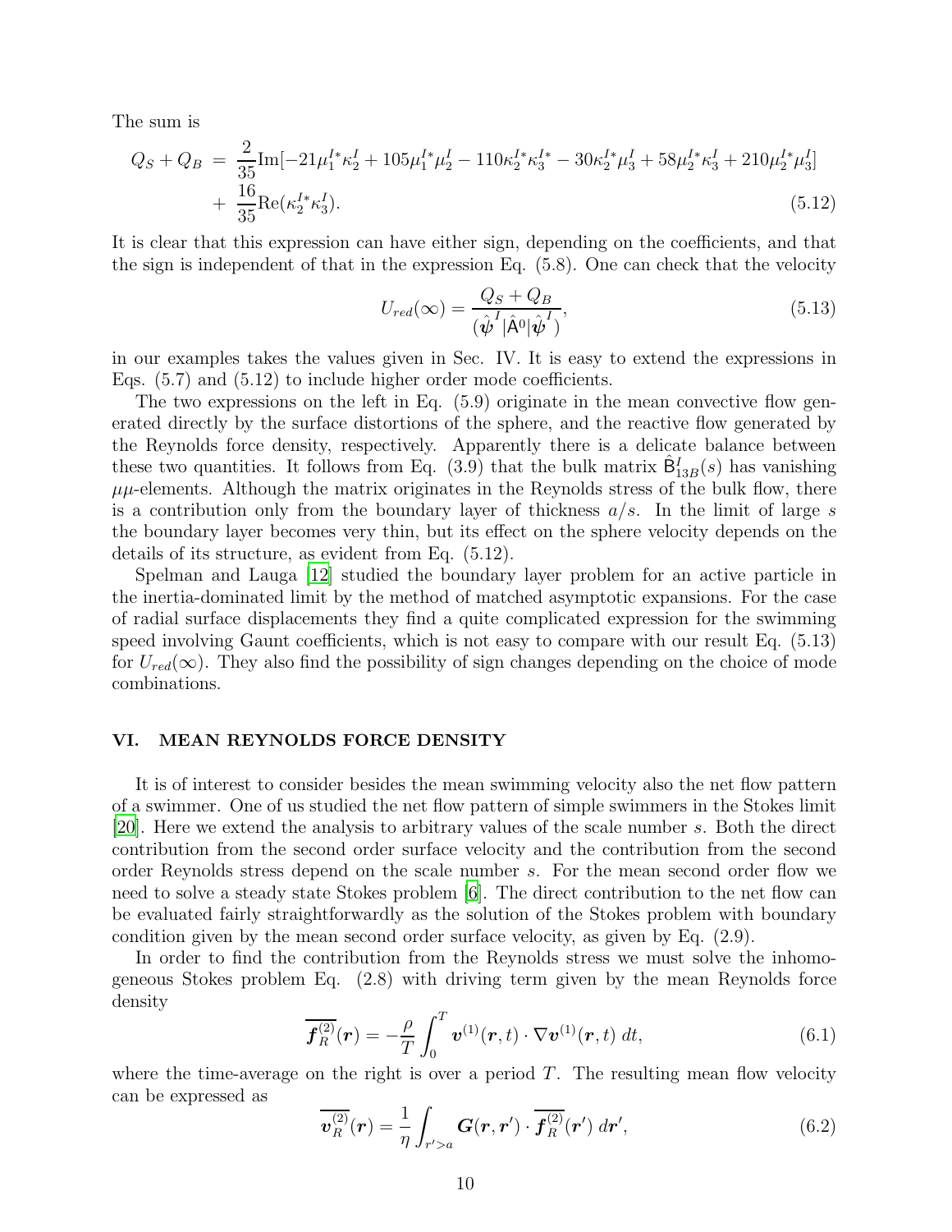The sum is

$$
\begin{aligned}
Q_S + Q_B \; &= \; \frac{2}{35}\mathrm{Im}[-21\mu_1^{I*}\kappa_2^I + 105\mu_1^{I*}\mu_2^I - 110\kappa_2^{I*}\kappa_3^{I*} - 30\kappa_2^{I*}\mu_3^I + 58\mu_2^{I*}\kappa_3^I + 210\mu_2^{I*}\mu_3^I] \\
&+ \; \frac{16}{35}\mathrm{Re}(\kappa_2^{I*}\kappa_3^I).
\end{aligned}
\tag{5.12}
$$

It is clear that this expression can have either sign, depending on the coefficients, and that the sign is independent of that in the expression Eq. (5.8). One can check that the velocity

$$
U_{red}(\infty) = \frac{Q_S + Q_B}{(\hat{\boldsymbol{\psi}}^I|\hat{\mathsf{A}}^0|\hat{\boldsymbol{\psi}}^I)},
\tag{5.13}
$$

in our examples takes the values given in Sec. IV. It is easy to extend the expressions in Eqs. (5.7) and (5.12) to include higher order mode coefficients.

The two expressions on the left in Eq. (5.9) originate in the mean convective flow generated directly by the surface distortions of the sphere, and the reactive flow generated by the Reynolds force density, respectively. Apparently there is a delicate balance between these two quantities. It follows from Eq. (3.9) that the bulk matrix $\hat{\mathsf{B}}^I_{13B}(s)$ has vanishing $\mu\mu$-elements. Although the matrix originates in the Reynolds stress of the bulk flow, there is a contribution only from the boundary layer of thickness $a/s$. In the limit of large $s$ the boundary layer becomes very thin, but its effect on the sphere velocity depends on the details of its structure, as evident from Eq. (5.12).

Spelman and Lauga [12] studied the boundary layer problem for an active particle in the inertia-dominated limit by the method of matched asymptotic expansions. For the case of radial surface displacements they find a quite complicated expression for the swimming speed involving Gaunt coefficients, which is not easy to compare with our result Eq. (5.13) for $U_{red}(\infty)$. They also find the possibility of sign changes depending on the choice of mode combinations.

## VI. MEAN REYNOLDS FORCE DENSITY

It is of interest to consider besides the mean swimming velocity also the net flow pattern of a swimmer. One of us studied the net flow pattern of simple swimmers in the Stokes limit [20]. Here we extend the analysis to arbitrary values of the scale number $s$. Both the direct contribution from the second order surface velocity and the contribution from the second order Reynolds stress depend on the scale number $s$. For the mean second order flow we need to solve a steady state Stokes problem [6]. The direct contribution to the net flow can be evaluated fairly straightforwardly as the solution of the Stokes problem with boundary condition given by the mean second order surface velocity, as given by Eq. (2.9).

In order to find the contribution from the Reynolds stress we must solve the inhomogeneous Stokes problem Eq. (2.8) with driving term given by the mean Reynolds force density

$$
\overline{\boldsymbol{f}_R^{(2)}}(\boldsymbol{r}) = -\frac{\rho}{T}\int_0^T \boldsymbol{v}^{(1)}(\boldsymbol{r},t)\cdot\nabla\boldsymbol{v}^{(1)}(\boldsymbol{r},t)\;dt,
\tag{6.1}
$$

where the time-average on the right is over a period $T$. The resulting mean flow velocity can be expressed as

$$
\overline{\boldsymbol{v}_R^{(2)}}(\boldsymbol{r}) = \frac{1}{\eta}\int_{r'>a}\boldsymbol{G}(\boldsymbol{r},\boldsymbol{r}')\cdot\overline{\boldsymbol{f}_R^{(2)}}(\boldsymbol{r}')\;d\boldsymbol{r}',
\tag{6.2}
$$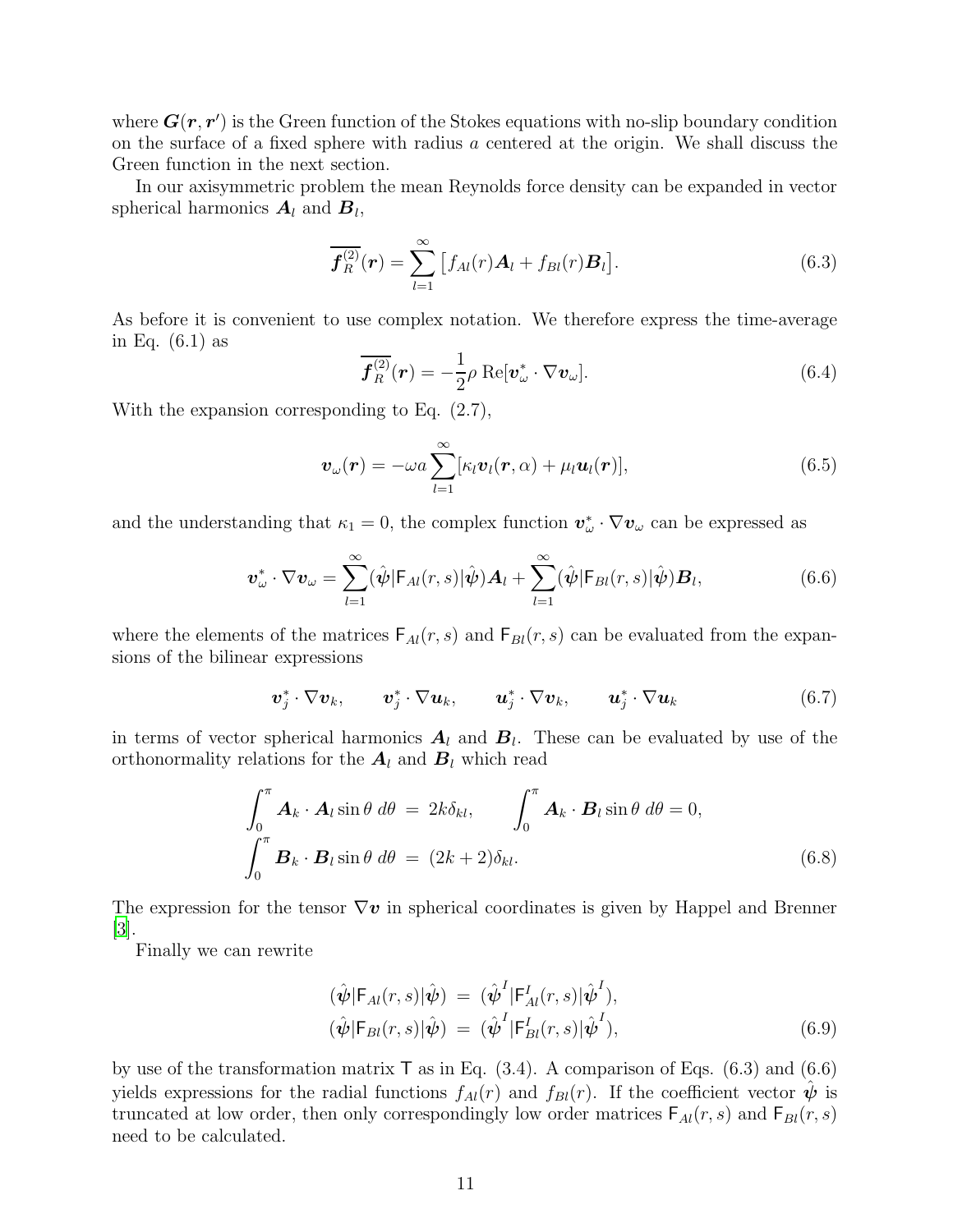where $\boldsymbol{G}(\boldsymbol{r},\boldsymbol{r}')$ is the Green function of the Stokes equations with no-slip boundary condition on the surface of a fixed sphere with radius $a$ centered at the origin. We shall discuss the Green function in the next section.

In our axisymmetric problem the mean Reynolds force density can be expanded in vector spherical harmonics $\boldsymbol{A}_l$ and $\boldsymbol{B}_l$,

$$\overline{\boldsymbol{f}_R^{(2)}}(\boldsymbol{r}) = \sum_{l=1}^{\infty} \big[ f_{Al}(r)\boldsymbol{A}_l + f_{Bl}(r)\boldsymbol{B}_l \big]. \tag{6.3}$$

As before it is convenient to use complex notation. We therefore express the time-average in Eq. (6.1) as

$$\overline{\boldsymbol{f}_R^{(2)}}(\boldsymbol{r}) = -\frac{1}{2}\rho \,\mathrm{Re}[\boldsymbol{v}_\omega^* \cdot \nabla \boldsymbol{v}_\omega]. \tag{6.4}$$

With the expansion corresponding to Eq. (2.7),

$$\boldsymbol{v}_\omega(\boldsymbol{r}) = -\omega a \sum_{l=1}^{\infty} [\kappa_l \boldsymbol{v}_l(\boldsymbol{r},\alpha) + \mu_l \boldsymbol{u}_l(\boldsymbol{r})], \tag{6.5}$$

and the understanding that $\kappa_1 = 0$, the complex function $\boldsymbol{v}_\omega^* \cdot \nabla \boldsymbol{v}_\omega$ can be expressed as

$$\boldsymbol{v}_\omega^* \cdot \nabla \boldsymbol{v}_\omega = \sum_{l=1}^{\infty} (\hat{\boldsymbol{\psi}}|\mathsf{F}_{Al}(r,s)|\hat{\boldsymbol{\psi}})\boldsymbol{A}_l + \sum_{l=1}^{\infty} (\hat{\boldsymbol{\psi}}|\mathsf{F}_{Bl}(r,s)|\hat{\boldsymbol{\psi}})\boldsymbol{B}_l, \tag{6.6}$$

where the elements of the matrices $\mathsf{F}_{Al}(r,s)$ and $\mathsf{F}_{Bl}(r,s)$ can be evaluated from the expansions of the bilinear expressions

$$\boldsymbol{v}_j^* \cdot \nabla \boldsymbol{v}_k, \qquad \boldsymbol{v}_j^* \cdot \nabla \boldsymbol{u}_k, \qquad \boldsymbol{u}_j^* \cdot \nabla \boldsymbol{v}_k, \qquad \boldsymbol{u}_j^* \cdot \nabla \boldsymbol{u}_k \tag{6.7}$$

in terms of vector spherical harmonics $\boldsymbol{A}_l$ and $\boldsymbol{B}_l$. These can be evaluated by use of the orthonormality relations for the $\boldsymbol{A}_l$ and $\boldsymbol{B}_l$ which read

$$\begin{aligned}
\int_0^\pi \boldsymbol{A}_k \cdot \boldsymbol{A}_l \sin\theta \; d\theta \;&=\; 2k\delta_{kl}, \qquad \int_0^\pi \boldsymbol{A}_k \cdot \boldsymbol{B}_l \sin\theta \; d\theta = 0, \\
\int_0^\pi \boldsymbol{B}_k \cdot \boldsymbol{B}_l \sin\theta \; d\theta \;&=\; (2k+2)\delta_{kl}.
\end{aligned} \tag{6.8}$$

The expression for the tensor $\nabla \boldsymbol{v}$ in spherical coordinates is given by Happel and Brenner [3].

Finally we can rewrite

$$\begin{aligned}
(\hat{\boldsymbol{\psi}}|\mathsf{F}_{Al}(r,s)|\hat{\boldsymbol{\psi}}) \;&=\; (\hat{\boldsymbol{\psi}}^I|\mathsf{F}_{Al}^I(r,s)|\hat{\boldsymbol{\psi}}^I), \\
(\hat{\boldsymbol{\psi}}|\mathsf{F}_{Bl}(r,s)|\hat{\boldsymbol{\psi}}) \;&=\; (\hat{\boldsymbol{\psi}}^I|\mathsf{F}_{Bl}^I(r,s)|\hat{\boldsymbol{\psi}}^I),
\end{aligned} \tag{6.9}$$

by use of the transformation matrix $\mathsf{T}$ as in Eq. (3.4). A comparison of Eqs. (6.3) and (6.6) yields expressions for the radial functions $f_{Al}(r)$ and $f_{Bl}(r)$. If the coefficient vector $\hat{\boldsymbol{\psi}}$ is truncated at low order, then only correspondingly low order matrices $\mathsf{F}_{Al}(r,s)$ and $\mathsf{F}_{Bl}(r,s)$ need to be calculated.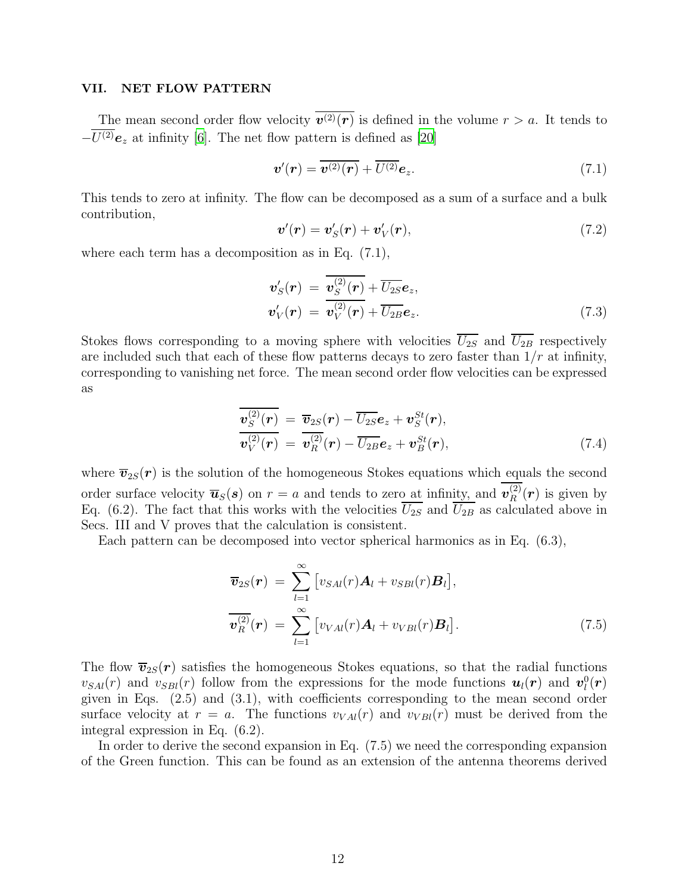## VII. NET FLOW PATTERN

The mean second order flow velocity $\overline{\boldsymbol{v}^{(2)}(\boldsymbol{r})}$ is defined in the volume $r > a$. It tends to $-\overline{U^{(2)}}\boldsymbol{e}_z$ at infinity [6]. The net flow pattern is defined as [20]

$$\boldsymbol{v}'(\boldsymbol{r}) = \overline{\boldsymbol{v}^{(2)}(\boldsymbol{r})} + \overline{U^{(2)}}\boldsymbol{e}_z. \tag{7.1}$$

This tends to zero at infinity. The flow can be decomposed as a sum of a surface and a bulk contribution,

$$\boldsymbol{v}'(\boldsymbol{r}) = \boldsymbol{v}'_S(\boldsymbol{r}) + \boldsymbol{v}'_V(\boldsymbol{r}), \tag{7.2}$$

where each term has a decomposition as in Eq. (7.1),

$$\begin{aligned}
\boldsymbol{v}'_S(\boldsymbol{r}) &= \overline{\boldsymbol{v}^{(2)}_S(\boldsymbol{r})} + \overline{U_{2S}}\boldsymbol{e}_z, \\
\boldsymbol{v}'_V(\boldsymbol{r}) &= \overline{\boldsymbol{v}^{(2)}_V(\boldsymbol{r})} + \overline{U_{2B}}\boldsymbol{e}_z.
\end{aligned} \tag{7.3}$$

Stokes flows corresponding to a moving sphere with velocities $\overline{U_{2S}}$ and $\overline{U_{2B}}$ respectively are included such that each of these flow patterns decays to zero faster than $1/r$ at infinity, corresponding to vanishing net force. The mean second order flow velocities can be expressed as

$$\begin{aligned}
\overline{\boldsymbol{v}^{(2)}_S(\boldsymbol{r})} &= \overline{\boldsymbol{v}}_{2S}(\boldsymbol{r}) - \overline{U_{2S}}\boldsymbol{e}_z + \boldsymbol{v}^{St}_S(\boldsymbol{r}), \\
\overline{\boldsymbol{v}^{(2)}_V(\boldsymbol{r})} &= \overline{\boldsymbol{v}^{(2)}_R}(\boldsymbol{r}) - \overline{U_{2B}}\boldsymbol{e}_z + \boldsymbol{v}^{St}_B(\boldsymbol{r}),
\end{aligned} \tag{7.4}$$

where $\overline{\boldsymbol{v}}_{2S}(\boldsymbol{r})$ is the solution of the homogeneous Stokes equations which equals the second order surface velocity $\overline{\boldsymbol{u}}_S(\boldsymbol{s})$ on $r = a$ and tends to zero at infinity, and $\overline{\boldsymbol{v}^{(2)}_R}(\boldsymbol{r})$ is given by Eq. (6.2). The fact that this works with the velocities $\overline{U_{2S}}$ and $\overline{U_{2B}}$ as calculated above in Secs. III and V proves that the calculation is consistent.

Each pattern can be decomposed into vector spherical harmonics as in Eq. (6.3),

$$\begin{aligned}
\overline{\boldsymbol{v}}_{2S}(\boldsymbol{r}) &= \sum_{l=1}^{\infty} \big[v_{SAl}(r)\boldsymbol{A}_l + v_{SBl}(r)\boldsymbol{B}_l\big], \\
\overline{\boldsymbol{v}^{(2)}_R}(\boldsymbol{r}) &= \sum_{l=1}^{\infty} \big[v_{VAl}(r)\boldsymbol{A}_l + v_{VBl}(r)\boldsymbol{B}_l\big].
\end{aligned} \tag{7.5}$$

The flow $\overline{\boldsymbol{v}}_{2S}(\boldsymbol{r})$ satisfies the homogeneous Stokes equations, so that the radial functions $v_{SAl}(r)$ and $v_{SBl}(r)$ follow from the expressions for the mode functions $\boldsymbol{u}_l(\boldsymbol{r})$ and $\boldsymbol{v}^0_l(\boldsymbol{r})$ given in Eqs. (2.5) and (3.1), with coefficients corresponding to the mean second order surface velocity at $r = a$. The functions $v_{VAl}(r)$ and $v_{VBl}(r)$ must be derived from the integral expression in Eq. (6.2).

In order to derive the second expansion in Eq. (7.5) we need the corresponding expansion of the Green function. This can be found as an extension of the antenna theorems derived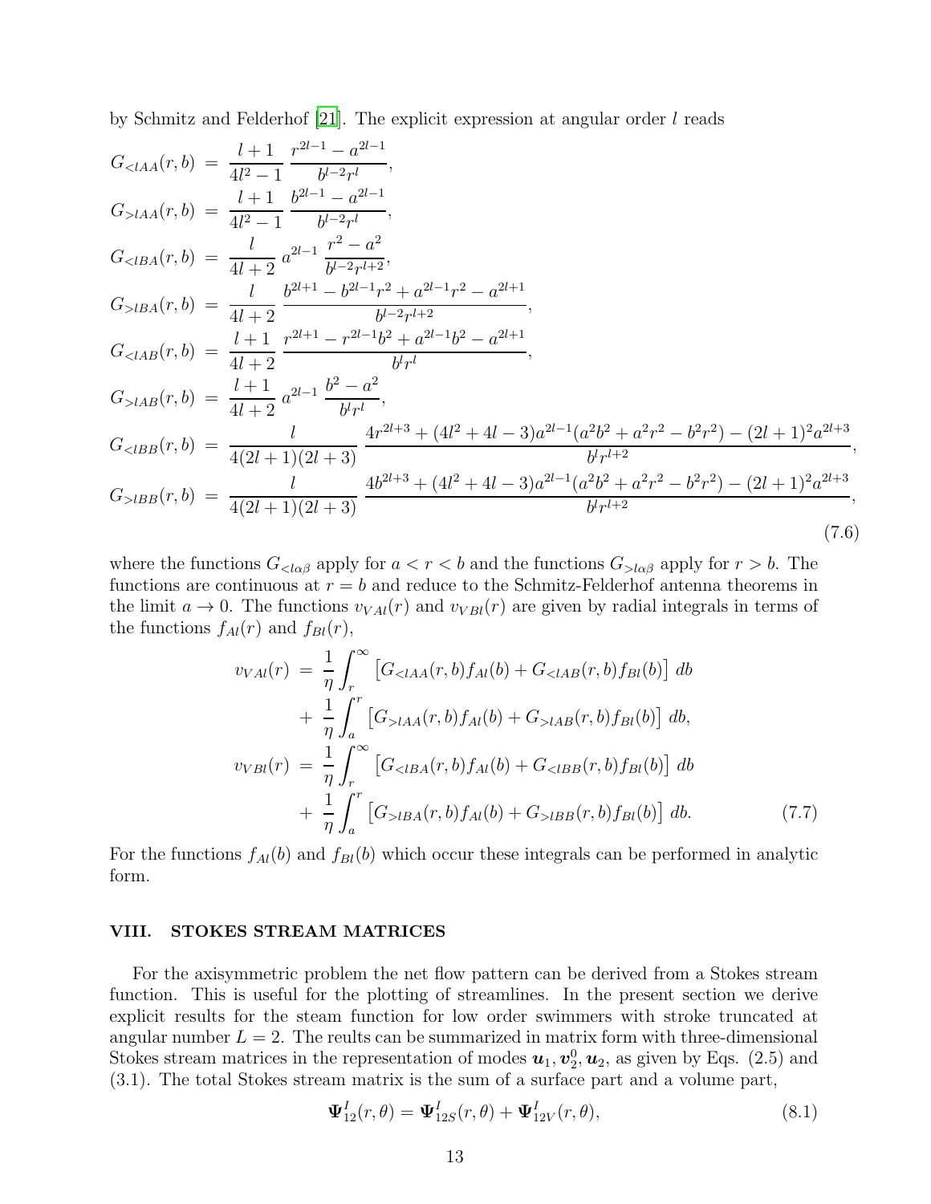by Schmitz and Felderhof [21]. The explicit expression at angular order $l$ reads

$$
\begin{aligned}
G_{<lAA}(r,b) &= \frac{l+1}{4l^2-1}\,\frac{r^{2l-1}-a^{2l-1}}{b^{l-2}r^l},\\
G_{>lAA}(r,b) &= \frac{l+1}{4l^2-1}\,\frac{b^{2l-1}-a^{2l-1}}{b^{l-2}r^l},\\
G_{<lBA}(r,b) &= \frac{l}{4l+2}\,a^{2l-1}\,\frac{r^2-a^2}{b^{l-2}r^{l+2}},\\
G_{>lBA}(r,b) &= \frac{l}{4l+2}\,\frac{b^{2l+1}-b^{2l-1}r^2+a^{2l-1}r^2-a^{2l+1}}{b^{l-2}r^{l+2}},\\
G_{<lAB}(r,b) &= \frac{l+1}{4l+2}\,\frac{r^{2l+1}-r^{2l-1}b^2+a^{2l-1}b^2-a^{2l+1}}{b^l r^l},\\
G_{>lAB}(r,b) &= \frac{l+1}{4l+2}\,a^{2l-1}\,\frac{b^2-a^2}{b^l r^l},\\
G_{<lBB}(r,b) &= \frac{l}{4(2l+1)(2l+3)}\,\frac{4r^{2l+3}+(4l^2+4l-3)a^{2l-1}(a^2b^2+a^2r^2-b^2r^2)-(2l+1)^2a^{2l+3}}{b^l r^{l+2}},\\
G_{>lBB}(r,b) &= \frac{l}{4(2l+1)(2l+3)}\,\frac{4b^{2l+3}+(4l^2+4l-3)a^{2l-1}(a^2b^2+a^2r^2-b^2r^2)-(2l+1)^2a^{2l+3}}{b^l r^{l+2}},
\end{aligned}
\tag{7.6}
$$

where the functions $G_{<l\alpha\beta}$ apply for $a<r<b$ and the functions $G_{>l\alpha\beta}$ apply for $r>b$. The functions are continuous at $r=b$ and reduce to the Schmitz-Felderhof antenna theorems in the limit $a\to 0$. The functions $v_{VAl}(r)$ and $v_{VBl}(r)$ are given by radial integrals in terms of the functions $f_{Al}(r)$ and $f_{Bl}(r)$,

$$
\begin{aligned}
v_{VAl}(r) &= \frac{1}{\eta}\int_r^\infty \left[G_{<lAA}(r,b)f_{Al}(b)+G_{<lAB}(r,b)f_{Bl}(b)\right]db\\
&\quad+\frac{1}{\eta}\int_a^r \left[G_{>lAA}(r,b)f_{Al}(b)+G_{>lAB}(r,b)f_{Bl}(b)\right]db,\\
v_{VBl}(r) &= \frac{1}{\eta}\int_r^\infty \left[G_{<lBA}(r,b)f_{Al}(b)+G_{<lBB}(r,b)f_{Bl}(b)\right]db\\
&\quad+\frac{1}{\eta}\int_a^r \left[G_{>lBA}(r,b)f_{Al}(b)+G_{>lBB}(r,b)f_{Bl}(b)\right]db.
\end{aligned}
\tag{7.7}
$$

For the functions $f_{Al}(b)$ and $f_{Bl}(b)$ which occur these integrals can be performed in analytic form.

## VIII. STOKES STREAM MATRICES

For the axisymmetric problem the net flow pattern can be derived from a Stokes stream function. This is useful for the plotting of streamlines. In the present section we derive explicit results for the steam function for low order swimmers with stroke truncated at angular number $L=2$. The reults can be summarized in matrix form with three-dimensional Stokes stream matrices in the representation of modes $\boldsymbol{u}_1, \boldsymbol{v}_2^0, \boldsymbol{u}_2$, as given by Eqs. (2.5) and (3.1). The total Stokes stream matrix is the sum of a surface part and a volume part,

$$
\boldsymbol{\Psi}^I_{12}(r,\theta)=\boldsymbol{\Psi}^I_{12S}(r,\theta)+\boldsymbol{\Psi}^I_{12V}(r,\theta),
\tag{8.1}
$$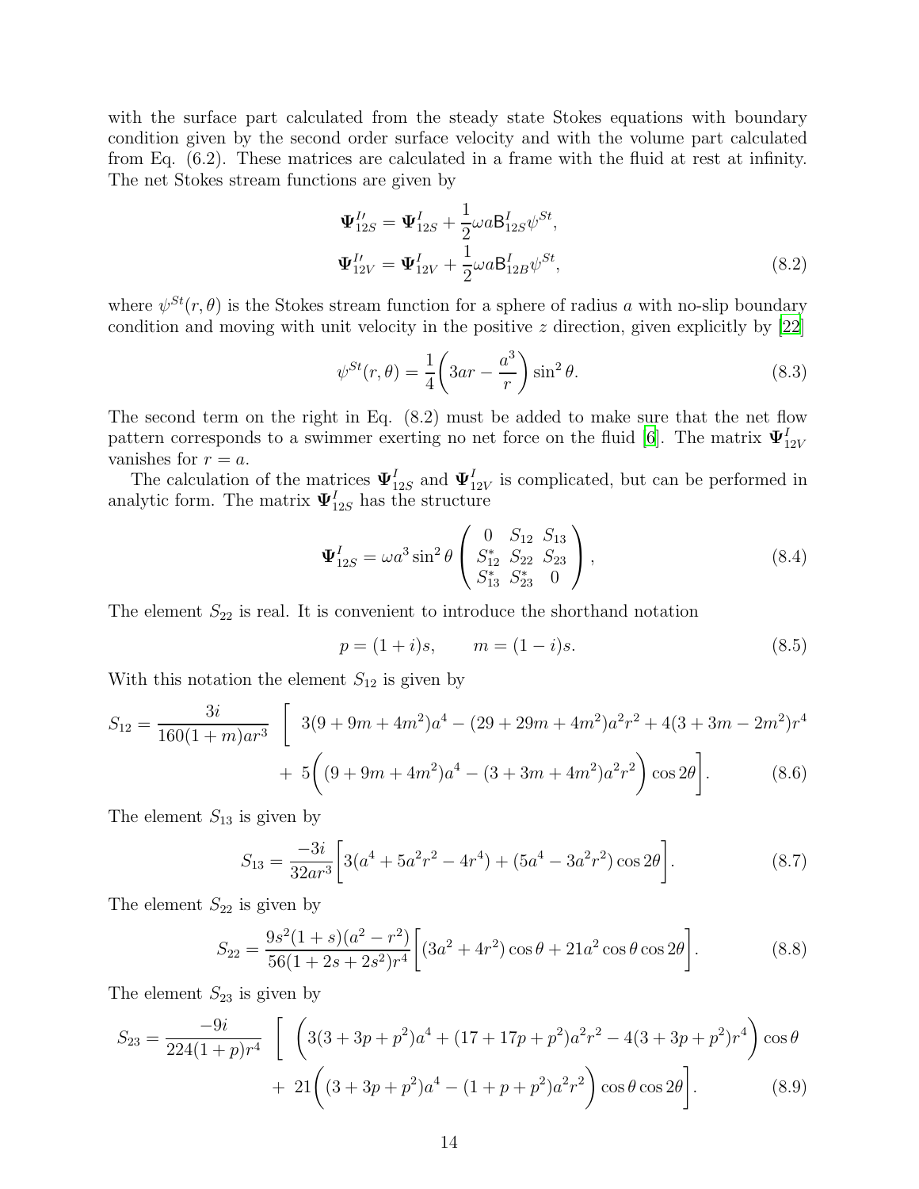with the surface part calculated from the steady state Stokes equations with boundary condition given by the second order surface velocity and with the volume part calculated from Eq. (6.2). These matrices are calculated in a frame with the fluid at rest at infinity. The net Stokes stream functions are given by

$$\mathbf{\Psi}^{I\prime}_{12S} = \mathbf{\Psi}^{I}_{12S} + \frac{1}{2}\omega a \mathsf{B}^{I}_{12S}\psi^{St},$$
$$\mathbf{\Psi}^{I\prime}_{12V} = \mathbf{\Psi}^{I}_{12V} + \frac{1}{2}\omega a \mathsf{B}^{I}_{12B}\psi^{St}, \tag{8.2}$$

where $\psi^{St}(r,\theta)$ is the Stokes stream function for a sphere of radius $a$ with no-slip boundary condition and moving with unit velocity in the positive $z$ direction, given explicitly by [22]

$$\psi^{St}(r,\theta) = \frac{1}{4}\bigg(3ar - \frac{a^3}{r}\bigg)\sin^2\theta. \tag{8.3}$$

The second term on the right in Eq. (8.2) must be added to make sure that the net flow pattern corresponds to a swimmer exerting no net force on the fluid [6]. The matrix $\mathbf{\Psi}^{I}_{12V}$ vanishes for $r = a$.

The calculation of the matrices $\mathbf{\Psi}^{I}_{12S}$ and $\mathbf{\Psi}^{I}_{12V}$ is complicated, but can be performed in analytic form. The matrix $\mathbf{\Psi}^{I}_{12S}$ has the structure

$$\mathbf{\Psi}^{I}_{12S} = \omega a^3 \sin^2\theta \begin{pmatrix} 0 & S_{12} & S_{13} \\ S^*_{12} & S_{22} & S_{23} \\ S^*_{13} & S^*_{23} & 0 \end{pmatrix}, \tag{8.4}$$

The element $S_{22}$ is real. It is convenient to introduce the shorthand notation

$$p = (1+i)s, \qquad m = (1-i)s. \tag{8.5}$$

With this notation the element $S_{12}$ is given by

$$S_{12} = \frac{3i}{160(1+m)ar^3}\;\bigg[\;3(9+9m+4m^2)a^4 - (29+29m+4m^2)a^2r^2 + 4(3+3m-2m^2)r^4$$
$$+\;5\bigg((9+9m+4m^2)a^4 - (3+3m+4m^2)a^2r^2\bigg)\cos 2\theta\bigg]. \tag{8.6}$$

The element $S_{13}$ is given by

$$S_{13} = \frac{-3i}{32ar^3}\bigg[3(a^4 + 5a^2r^2 - 4r^4) + (5a^4 - 3a^2r^2)\cos 2\theta\bigg]. \tag{8.7}$$

The element $S_{22}$ is given by

$$S_{22} = \frac{9s^2(1+s)(a^2-r^2)}{56(1+2s+2s^2)r^4}\bigg[(3a^2+4r^2)\cos\theta + 21a^2\cos\theta\cos 2\theta\bigg]. \tag{8.8}$$

The element $S_{23}$ is given by

$$S_{23} = \frac{-9i}{224(1+p)r^4}\;\bigg[\;\bigg(3(3+3p+p^2)a^4 + (17+17p+p^2)a^2r^2 - 4(3+3p+p^2)r^4\bigg)\cos\theta$$
$$+\;21\bigg((3+3p+p^2)a^4 - (1+p+p^2)a^2r^2\bigg)\cos\theta\cos 2\theta\bigg]. \tag{8.9}$$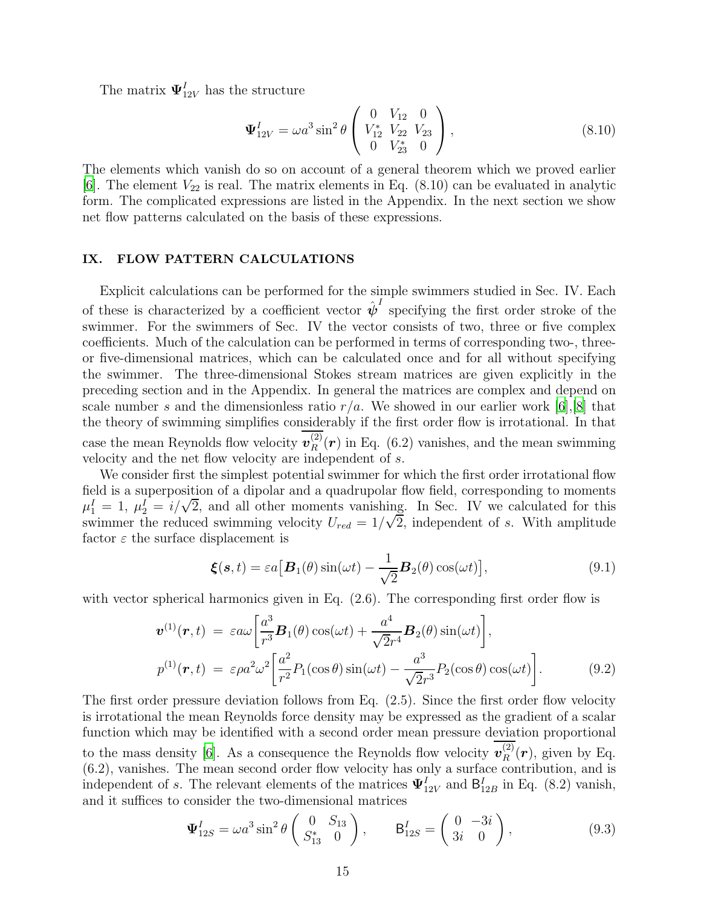The matrix $\mathbf{\Psi}^I_{12V}$ has the structure

$$\mathbf{\Psi}^I_{12V} = \omega a^3 \sin^2\theta \begin{pmatrix} 0 & V_{12} & 0 \\ V^*_{12} & V_{22} & V_{23} \\ 0 & V^*_{23} & 0 \end{pmatrix}, \tag{8.10}$$

The elements which vanish do so on account of a general theorem which we proved earlier [6]. The element $V_{22}$ is real. The matrix elements in Eq. (8.10) can be evaluated in analytic form. The complicated expressions are listed in the Appendix. In the next section we show net flow patterns calculated on the basis of these expressions.

## IX. FLOW PATTERN CALCULATIONS

Explicit calculations can be performed for the simple swimmers studied in Sec. IV. Each of these is characterized by a coefficient vector $\hat{\boldsymbol{\psi}}^I$ specifying the first order stroke of the swimmer. For the swimmers of Sec. IV the vector consists of two, three or five complex coefficients. Much of the calculation can be performed in terms of corresponding two-, three- or five-dimensional matrices, which can be calculated once and for all without specifying the swimmer. The three-dimensional Stokes stream matrices are given explicitly in the preceding section and in the Appendix. In general the matrices are complex and depend on scale number $s$ and the dimensionless ratio $r/a$. We showed in our earlier work [6],[8] that the theory of swimming simplifies considerably if the first order flow is irrotational. In that case the mean Reynolds flow velocity $\overline{\boldsymbol{v}^{(2)}_R}(\boldsymbol{r})$ in Eq. (6.2) vanishes, and the mean swimming velocity and the net flow velocity are independent of $s$.

We consider first the simplest potential swimmer for which the first order irrotational flow field is a superposition of a dipolar and a quadrupolar flow field, corresponding to moments $\mu^I_1 = 1$, $\mu^I_2 = i/\sqrt{2}$, and all other moments vanishing. In Sec. IV we calculated for this swimmer the reduced swimming velocity $U_{red} = 1/\sqrt{2}$, independent of $s$. With amplitude factor $\varepsilon$ the surface displacement is

$$\boldsymbol{\xi}(\boldsymbol{s}, t) = \varepsilon a\big[\boldsymbol{B}_1(\theta)\sin(\omega t) - \frac{1}{\sqrt{2}}\boldsymbol{B}_2(\theta)\cos(\omega t)\big], \tag{9.1}$$

with vector spherical harmonics given in Eq. (2.6). The corresponding first order flow is

$$\begin{aligned}
\boldsymbol{v}^{(1)}(\boldsymbol{r}, t) &= \varepsilon a\omega\bigg[\frac{a^3}{r^3}\boldsymbol{B}_1(\theta)\cos(\omega t) + \frac{a^4}{\sqrt{2}r^4}\boldsymbol{B}_2(\theta)\sin(\omega t)\bigg], \\
p^{(1)}(\boldsymbol{r}, t) &= \varepsilon\rho a^2\omega^2\bigg[\frac{a^2}{r^2}P_1(\cos\theta)\sin(\omega t) - \frac{a^3}{\sqrt{2}r^3}P_2(\cos\theta)\cos(\omega t)\bigg].
\end{aligned} \tag{9.2}$$

The first order pressure deviation follows from Eq. (2.5). Since the first order flow velocity is irrotational the mean Reynolds force density may be expressed as the gradient of a scalar function which may be identified with a second order mean pressure deviation proportional to the mass density [6]. As a consequence the Reynolds flow velocity $\overline{\boldsymbol{v}^{(2)}_R}(\boldsymbol{r})$, given by Eq. (6.2), vanishes. The mean second order flow velocity has only a surface contribution, and is independent of $s$. The relevant elements of the matrices $\mathbf{\Psi}^I_{12V}$ and $\mathsf{B}^I_{12B}$ in Eq. (8.2) vanish, and it suffices to consider the two-dimensional matrices

$$\mathbf{\Psi}^I_{12S} = \omega a^3 \sin^2\theta \begin{pmatrix} 0 & S_{13} \\ S^*_{13} & 0 \end{pmatrix}, \qquad \mathsf{B}^I_{12S} = \begin{pmatrix} 0 & -3i \\ 3i & 0 \end{pmatrix}, \tag{9.3}$$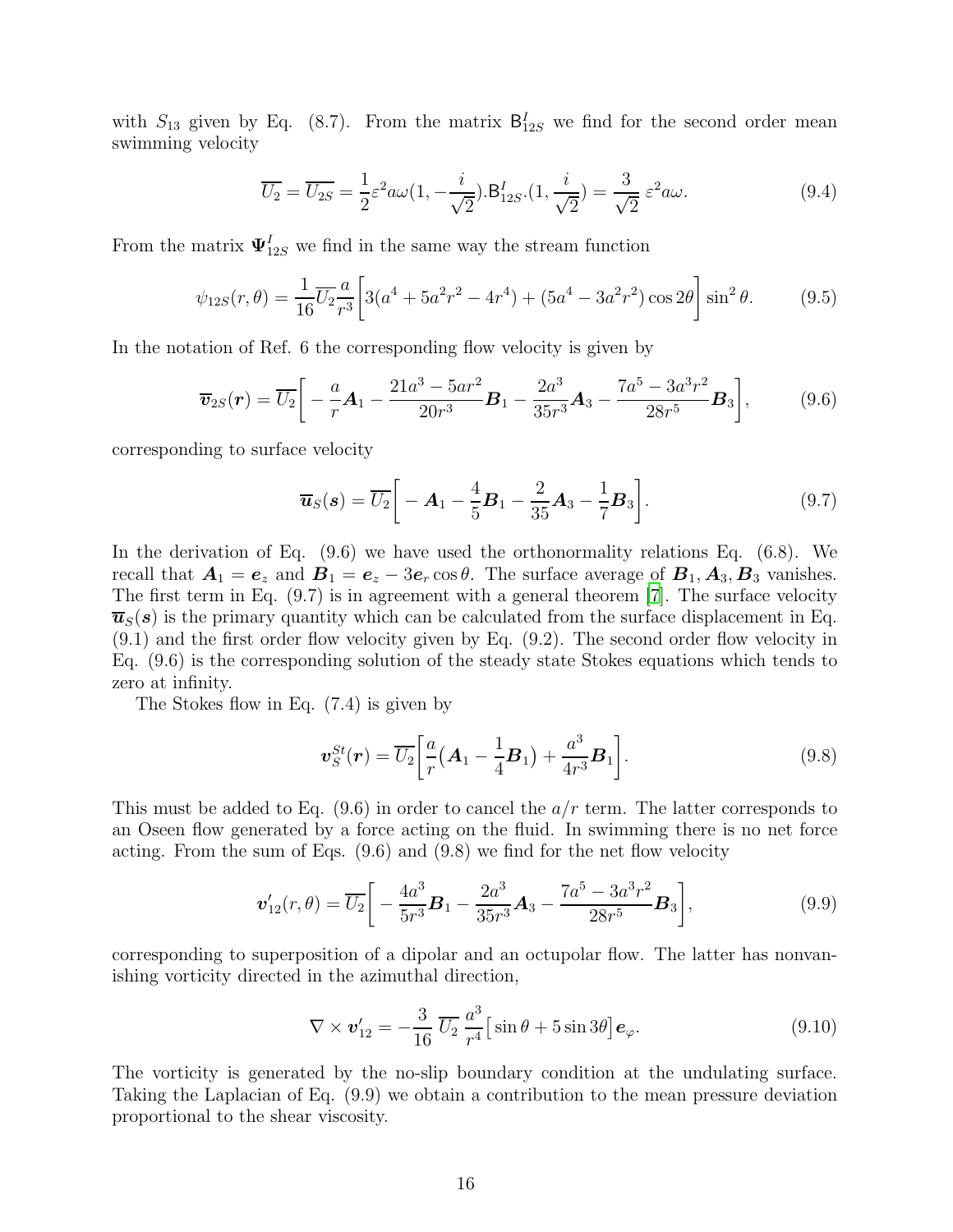with $S_{13}$ given by Eq. (8.7). From the matrix $\mathsf{B}^I_{12S}$ we find for the second order mean swimming velocity

$$\overline{U_2} = \overline{U_{2S}} = \frac{1}{2}\varepsilon^2 a\omega(1, -\frac{i}{\sqrt{2}}).\mathsf{B}^I_{12S}.(1, \frac{i}{\sqrt{2}}) = \frac{3}{\sqrt{2}}\,\varepsilon^2 a\omega. \tag{9.4}$$

From the matrix $\mathbf{\Psi}^I_{12S}$ we find in the same way the stream function

$$\psi_{12S}(r,\theta) = \frac{1}{16}\overline{U_2}\frac{a}{r^3}\bigg[3(a^4+5a^2r^2-4r^4)+(5a^4-3a^2r^2)\cos 2\theta\bigg]\sin^2\theta. \tag{9.5}$$

In the notation of Ref. 6 the corresponding flow velocity is given by

$$\overline{\boldsymbol{v}}_{2S}(\boldsymbol{r}) = \overline{U_2}\bigg[-\frac{a}{r}\boldsymbol{A}_1 - \frac{21a^3-5ar^2}{20r^3}\boldsymbol{B}_1 - \frac{2a^3}{35r^3}\boldsymbol{A}_3 - \frac{7a^5-3a^3r^2}{28r^5}\boldsymbol{B}_3\bigg], \tag{9.6}$$

corresponding to surface velocity

$$\overline{\boldsymbol{u}}_S(\boldsymbol{s}) = \overline{U_2}\bigg[-\boldsymbol{A}_1 - \frac{4}{5}\boldsymbol{B}_1 - \frac{2}{35}\boldsymbol{A}_3 - \frac{1}{7}\boldsymbol{B}_3\bigg]. \tag{9.7}$$

In the derivation of Eq. (9.6) we have used the orthonormality relations Eq. (6.8). We recall that $\boldsymbol{A}_1 = \boldsymbol{e}_z$ and $\boldsymbol{B}_1 = \boldsymbol{e}_z - 3\boldsymbol{e}_r\cos\theta$. The surface average of $\boldsymbol{B}_1, \boldsymbol{A}_3, \boldsymbol{B}_3$ vanishes. The first term in Eq. (9.7) is in agreement with a general theorem [7]. The surface velocity $\overline{\boldsymbol{u}}_S(\boldsymbol{s})$ is the primary quantity which can be calculated from the surface displacement in Eq. (9.1) and the first order flow velocity given by Eq. (9.2). The second order flow velocity in Eq. (9.6) is the corresponding solution of the steady state Stokes equations which tends to zero at infinity.

The Stokes flow in Eq. (7.4) is given by

$$\boldsymbol{v}^{St}_S(\boldsymbol{r}) = \overline{U_2}\bigg[\frac{a}{r}\big(\boldsymbol{A}_1 - \frac{1}{4}\boldsymbol{B}_1\big) + \frac{a^3}{4r^3}\boldsymbol{B}_1\bigg]. \tag{9.8}$$

This must be added to Eq. (9.6) in order to cancel the $a/r$ term. The latter corresponds to an Oseen flow generated by a force acting on the fluid. In swimming there is no net force acting. From the sum of Eqs. (9.6) and (9.8) we find for the net flow velocity

$$\boldsymbol{v}'_{12}(r,\theta) = \overline{U_2}\bigg[-\frac{4a^3}{5r^3}\boldsymbol{B}_1 - \frac{2a^3}{35r^3}\boldsymbol{A}_3 - \frac{7a^5-3a^3r^2}{28r^5}\boldsymbol{B}_3\bigg], \tag{9.9}$$

corresponding to superposition of a dipolar and an octupolar flow. The latter has nonvanishing vorticity directed in the azimuthal direction,

$$\nabla\times\boldsymbol{v}'_{12} = -\frac{3}{16}\;\overline{U_2}\;\frac{a^3}{r^4}\big[\sin\theta + 5\sin 3\theta\big]\boldsymbol{e}_\varphi. \tag{9.10}$$

The vorticity is generated by the no-slip boundary condition at the undulating surface. Taking the Laplacian of Eq. (9.9) we obtain a contribution to the mean pressure deviation proportional to the shear viscosity.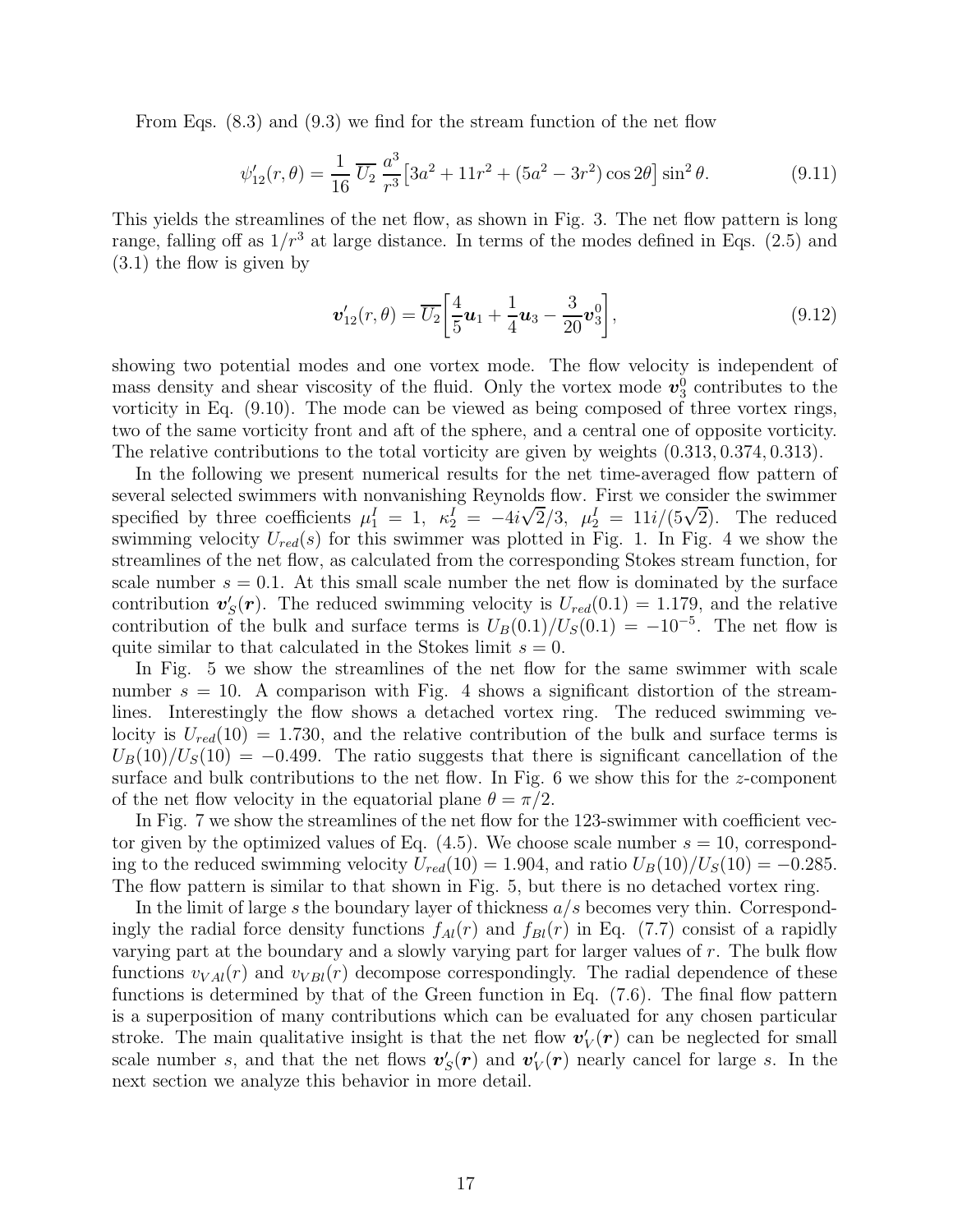From Eqs. (8.3) and (9.3) we find for the stream function of the net flow

$$\psi'_{12}(r,\theta) = \frac{1}{16}\,\overline{U_2}\,\frac{a^3}{r^3}\big[3a^2 + 11r^2 + (5a^2 - 3r^2)\cos 2\theta\big]\sin^2\theta. \tag{9.11}$$

This yields the streamlines of the net flow, as shown in Fig. 3. The net flow pattern is long range, falling off as $1/r^3$ at large distance. In terms of the modes defined in Eqs. (2.5) and (3.1) the flow is given by

$$\boldsymbol{v}'_{12}(r,\theta) = \overline{U_2}\bigg[\frac{4}{5}\boldsymbol{u}_1 + \frac{1}{4}\boldsymbol{u}_3 - \frac{3}{20}\boldsymbol{v}^0_3\bigg], \tag{9.12}$$

showing two potential modes and one vortex mode. The flow velocity is independent of mass density and shear viscosity of the fluid. Only the vortex mode $\boldsymbol{v}^0_3$ contributes to the vorticity in Eq. (9.10). The mode can be viewed as being composed of three vortex rings, two of the same vorticity front and aft of the sphere, and a central one of opposite vorticity. The relative contributions to the total vorticity are given by weights $(0.313, 0.374, 0.313)$.

In the following we present numerical results for the net time-averaged flow pattern of several selected swimmers with nonvanishing Reynolds flow. First we consider the swimmer specified by three coefficients $\mu^I_1 = 1,\ \kappa^I_2 = -4i\sqrt{2}/3,\ \mu^I_2 = 11i/(5\sqrt{2})$. The reduced swimming velocity $U_{red}(s)$ for this swimmer was plotted in Fig. 1. In Fig. 4 we show the streamlines of the net flow, as calculated from the corresponding Stokes stream function, for scale number $s = 0.1$. At this small scale number the net flow is dominated by the surface contribution $\boldsymbol{v}'_S(\boldsymbol{r})$. The reduced swimming velocity is $U_{red}(0.1) = 1.179$, and the relative contribution of the bulk and surface terms is $U_B(0.1)/U_S(0.1) = -10^{-5}$. The net flow is quite similar to that calculated in the Stokes limit $s = 0$.

In Fig. 5 we show the streamlines of the net flow for the same swimmer with scale number $s = 10$. A comparison with Fig. 4 shows a significant distortion of the streamlines. Interestingly the flow shows a detached vortex ring. The reduced swimming velocity is $U_{red}(10) = 1.730$, and the relative contribution of the bulk and surface terms is $U_B(10)/U_S(10) = -0.499$. The ratio suggests that there is significant cancellation of the surface and bulk contributions to the net flow. In Fig. 6 we show this for the $z$-component of the net flow velocity in the equatorial plane $\theta = \pi/2$.

In Fig. 7 we show the streamlines of the net flow for the 123-swimmer with coefficient vector given by the optimized values of Eq. (4.5). We choose scale number $s = 10$, corresponding to the reduced swimming velocity $U_{red}(10) = 1.904$, and ratio $U_B(10)/U_S(10) = -0.285$. The flow pattern is similar to that shown in Fig. 5, but there is no detached vortex ring.

In the limit of large $s$ the boundary layer of thickness $a/s$ becomes very thin. Correspondingly the radial force density functions $f_{Al}(r)$ and $f_{Bl}(r)$ in Eq. (7.7) consist of a rapidly varying part at the boundary and a slowly varying part for larger values of $r$. The bulk flow functions $v_{VAl}(r)$ and $v_{VBl}(r)$ decompose correspondingly. The radial dependence of these functions is determined by that of the Green function in Eq. (7.6). The final flow pattern is a superposition of many contributions which can be evaluated for any chosen particular stroke. The main qualitative insight is that the net flow $\boldsymbol{v}'_V(\boldsymbol{r})$ can be neglected for small scale number $s$, and that the net flows $\boldsymbol{v}'_S(\boldsymbol{r})$ and $\boldsymbol{v}'_V(\boldsymbol{r})$ nearly cancel for large $s$. In the next section we analyze this behavior in more detail.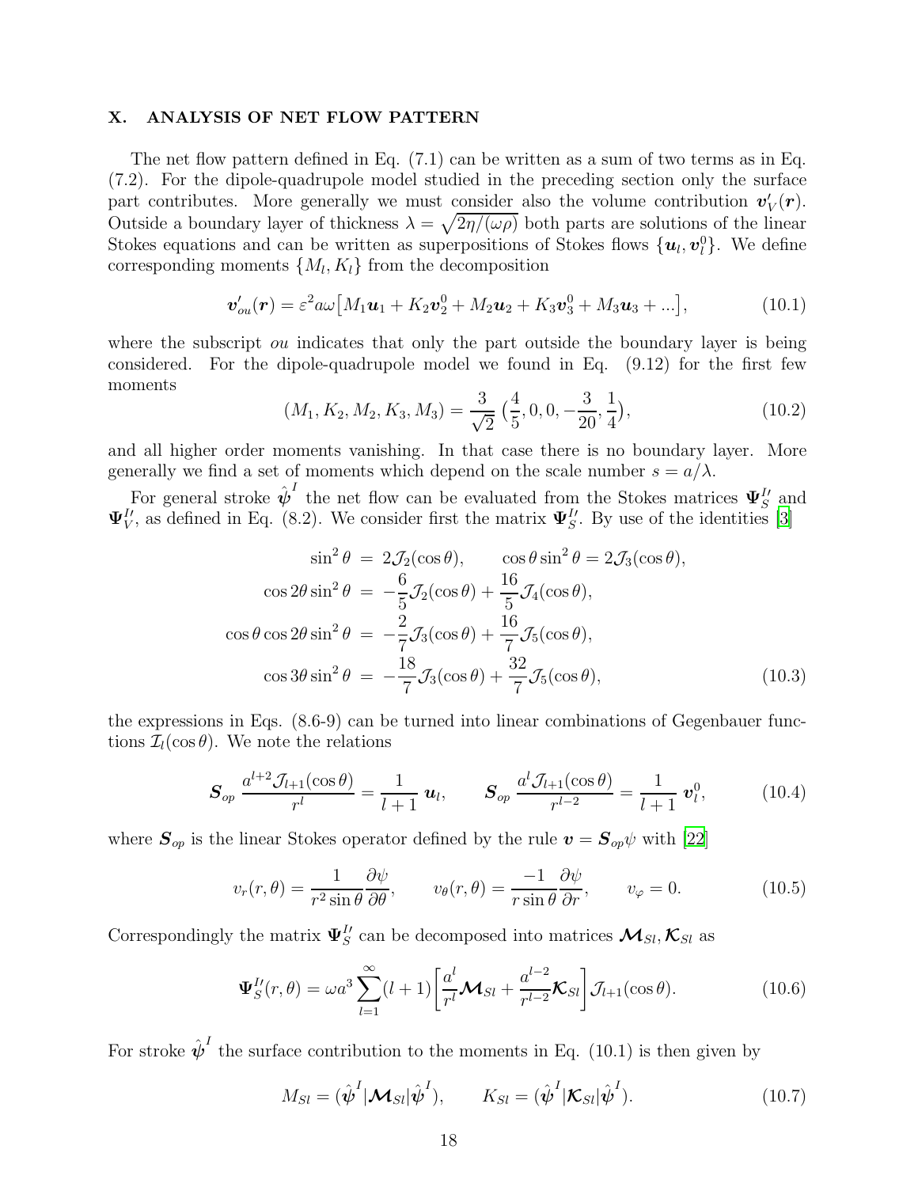## X. ANALYSIS OF NET FLOW PATTERN

The net flow pattern defined in Eq. (7.1) can be written as a sum of two terms as in Eq. (7.2). For the dipole-quadrupole model studied in the preceding section only the surface part contributes. More generally we must consider also the volume contribution $\boldsymbol{v}'_V(\boldsymbol{r})$. Outside a boundary layer of thickness $\lambda = \sqrt{2\eta/(\omega\rho)}$ both parts are solutions of the linear Stokes equations and can be written as superpositions of Stokes flows $\{\boldsymbol{u}_l, \boldsymbol{v}_l^0\}$. We define corresponding moments $\{M_l, K_l\}$ from the decomposition

$$\boldsymbol{v}'_{ou}(\boldsymbol{r}) = \varepsilon^2 a\omega\big[M_1\boldsymbol{u}_1 + K_2\boldsymbol{v}_2^0 + M_2\boldsymbol{u}_2 + K_3\boldsymbol{v}_3^0 + M_3\boldsymbol{u}_3 + ...\big], \tag{10.1}$$

where the subscript $ou$ indicates that only the part outside the boundary layer is being considered. For the dipole-quadrupole model we found in Eq. (9.12) for the first few moments

$$(M_1, K_2, M_2, K_3, M_3) = \frac{3}{\sqrt{2}}\,\big(\frac{4}{5}, 0, 0, -\frac{3}{20}, \frac{1}{4}\big), \tag{10.2}$$

and all higher order moments vanishing. In that case there is no boundary layer. More generally we find a set of moments which depend on the scale number $s = a/\lambda$.

For general stroke $\hat{\boldsymbol{\psi}}^I$ the net flow can be evaluated from the Stokes matrices $\boldsymbol{\Psi}_S^{I\prime}$ and $\boldsymbol{\Psi}_V^{I\prime}$, as defined in Eq. (8.2). We consider first the matrix $\boldsymbol{\Psi}_S^{I\prime}$. By use of the identities [3]

$$\begin{aligned}
\sin^2\theta &= 2\mathcal{J}_2(\cos\theta), \qquad \cos\theta\sin^2\theta = 2\mathcal{J}_3(\cos\theta),\\
\cos 2\theta\sin^2\theta &= -\frac{6}{5}\mathcal{J}_2(\cos\theta) + \frac{16}{5}\mathcal{J}_4(\cos\theta),\\
\cos\theta\cos 2\theta\sin^2\theta &= -\frac{2}{7}\mathcal{J}_3(\cos\theta) + \frac{16}{7}\mathcal{J}_5(\cos\theta),\\
\cos 3\theta\sin^2\theta &= -\frac{18}{7}\mathcal{J}_3(\cos\theta) + \frac{32}{7}\mathcal{J}_5(\cos\theta),
\end{aligned} \tag{10.3}$$

the expressions in Eqs. (8.6-9) can be turned into linear combinations of Gegenbauer functions $\mathcal{I}_l(\cos\theta)$. We note the relations

$$\boldsymbol{S}_{op}\,\frac{a^{l+2}\mathcal{J}_{l+1}(\cos\theta)}{r^l} = \frac{1}{l+1}\,\boldsymbol{u}_l, \qquad \boldsymbol{S}_{op}\,\frac{a^l\mathcal{J}_{l+1}(\cos\theta)}{r^{l-2}} = \frac{1}{l+1}\,\boldsymbol{v}_l^0, \tag{10.4}$$

where $\boldsymbol{S}_{op}$ is the linear Stokes operator defined by the rule $\boldsymbol{v} = \boldsymbol{S}_{op}\psi$ with [22]

$$v_r(r,\theta) = \frac{1}{r^2\sin\theta}\frac{\partial\psi}{\partial\theta}, \qquad v_\theta(r,\theta) = \frac{-1}{r\sin\theta}\frac{\partial\psi}{\partial r}, \qquad v_\varphi = 0. \tag{10.5}$$

Correspondingly the matrix $\boldsymbol{\Psi}_S^{I\prime}$ can be decomposed into matrices $\boldsymbol{\mathcal{M}}_{Sl}, \boldsymbol{\mathcal{K}}_{Sl}$ as

$$\boldsymbol{\Psi}_S^{I\prime}(r,\theta) = \omega a^3\sum_{l=1}^{\infty}(l+1)\left[\frac{a^l}{r^l}\boldsymbol{\mathcal{M}}_{Sl} + \frac{a^{l-2}}{r^{l-2}}\boldsymbol{\mathcal{K}}_{Sl}\right]\mathcal{J}_{l+1}(\cos\theta). \tag{10.6}$$

For stroke $\hat{\boldsymbol{\psi}}^I$ the surface contribution to the moments in Eq. (10.1) is then given by

$$M_{Sl} = (\hat{\boldsymbol{\psi}}^I|\boldsymbol{\mathcal{M}}_{Sl}|\hat{\boldsymbol{\psi}}^I), \qquad K_{Sl} = (\hat{\boldsymbol{\psi}}^I|\boldsymbol{\mathcal{K}}_{Sl}|\hat{\boldsymbol{\psi}}^I). \tag{10.7}$$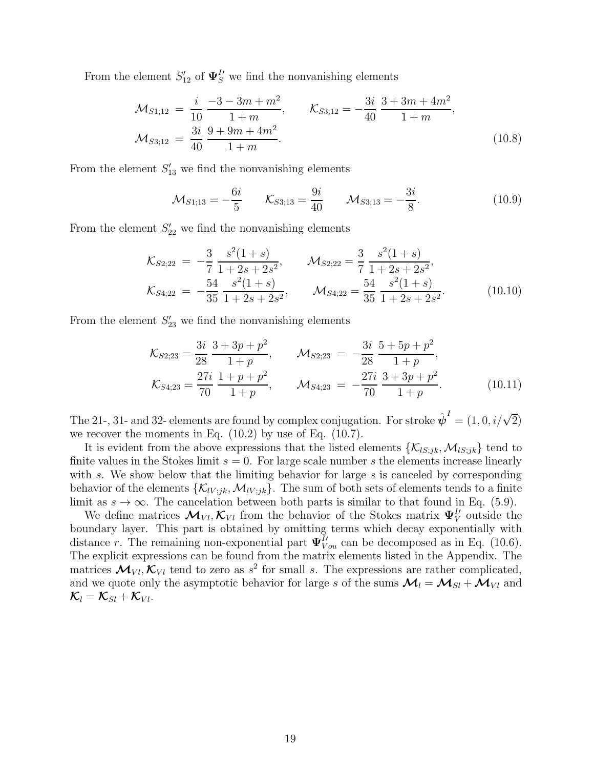From the element $S'_{12}$ of $\mathbf{\Psi}^{I\prime}_S$ we find the nonvanishing elements

$$
\begin{aligned}
\mathcal{M}_{S1;12} &= \frac{i}{10}\,\frac{-3-3m+m^2}{1+m}, \qquad \mathcal{K}_{S3;12} = -\frac{3i}{40}\,\frac{3+3m+4m^2}{1+m}, \\
\mathcal{M}_{S3;12} &= \frac{3i}{40}\,\frac{9+9m+4m^2}{1+m}.
\end{aligned}
\tag{10.8}
$$

From the element $S'_{13}$ we find the nonvanishing elements

$$
\mathcal{M}_{S1;13} = -\frac{6i}{5} \qquad \mathcal{K}_{S3;13} = \frac{9i}{40} \qquad \mathcal{M}_{S3;13} = -\frac{3i}{8}.
\tag{10.9}
$$

From the element $S'_{22}$ we find the nonvanishing elements

$$
\begin{aligned}
\mathcal{K}_{S2;22} &= -\frac{3}{7}\,\frac{s^2(1+s)}{1+2s+2s^2}, \qquad \mathcal{M}_{S2;22} = \frac{3}{7}\,\frac{s^2(1+s)}{1+2s+2s^2}, \\
\mathcal{K}_{S4;22} &= -\frac{54}{35}\,\frac{s^2(1+s)}{1+2s+2s^2}, \qquad \mathcal{M}_{S4;22} = \frac{54}{35}\,\frac{s^2(1+s)}{1+2s+2s^2}.
\end{aligned}
\tag{10.10}
$$

From the element $S'_{23}$ we find the nonvanishing elements

$$
\begin{aligned}
\mathcal{K}_{S2;23} &= \frac{3i}{28}\,\frac{3+3p+p^2}{1+p}, \qquad \mathcal{M}_{S2;23} = -\frac{3i}{28}\,\frac{5+5p+p^2}{1+p}, \\
\mathcal{K}_{S4;23} &= \frac{27i}{70}\,\frac{1+p+p^2}{1+p}, \qquad \mathcal{M}_{S4;23} = -\frac{27i}{70}\,\frac{3+3p+p^2}{1+p}.
\end{aligned}
\tag{10.11}
$$

The 21-, 31- and 32- elements are found by complex conjugation. For stroke $\hat{\boldsymbol{\psi}}^I = (1, 0, i/\sqrt{2})$ we recover the moments in Eq. (10.2) by use of Eq. (10.7).

It is evident from the above expressions that the listed elements $\{\mathcal{K}_{lS;jk}, \mathcal{M}_{lS;jk}\}$ tend to finite values in the Stokes limit $s = 0$. For large scale number $s$ the elements increase linearly with $s$. We show below that the limiting behavior for large $s$ is canceled by corresponding behavior of the elements $\{\mathcal{K}_{lV;jk}, \mathcal{M}_{lV;jk}\}$. The sum of both sets of elements tends to a finite limit as $s \to \infty$. The cancelation between both parts is similar to that found in Eq. (5.9).

We define matrices $\boldsymbol{\mathcal{M}}_{Vl}, \boldsymbol{\mathcal{K}}_{Vl}$ from the behavior of the Stokes matrix $\mathbf{\Psi}^{I\prime}_V$ outside the boundary layer. This part is obtained by omitting terms which decay exponentially with distance $r$. The remaining non-exponential part $\mathbf{\Psi}^{I\prime}_{Vou}$ can be decomposed as in Eq. (10.6). The explicit expressions can be found from the matrix elements listed in the Appendix. The matrices $\boldsymbol{\mathcal{M}}_{Vl}, \boldsymbol{\mathcal{K}}_{Vl}$ tend to zero as $s^2$ for small $s$. The expressions are rather complicated, and we quote only the asymptotic behavior for large $s$ of the sums $\boldsymbol{\mathcal{M}}_l = \boldsymbol{\mathcal{M}}_{Sl} + \boldsymbol{\mathcal{M}}_{Vl}$ and $\boldsymbol{\mathcal{K}}_l = \boldsymbol{\mathcal{K}}_{Sl} + \boldsymbol{\mathcal{K}}_{Vl}$.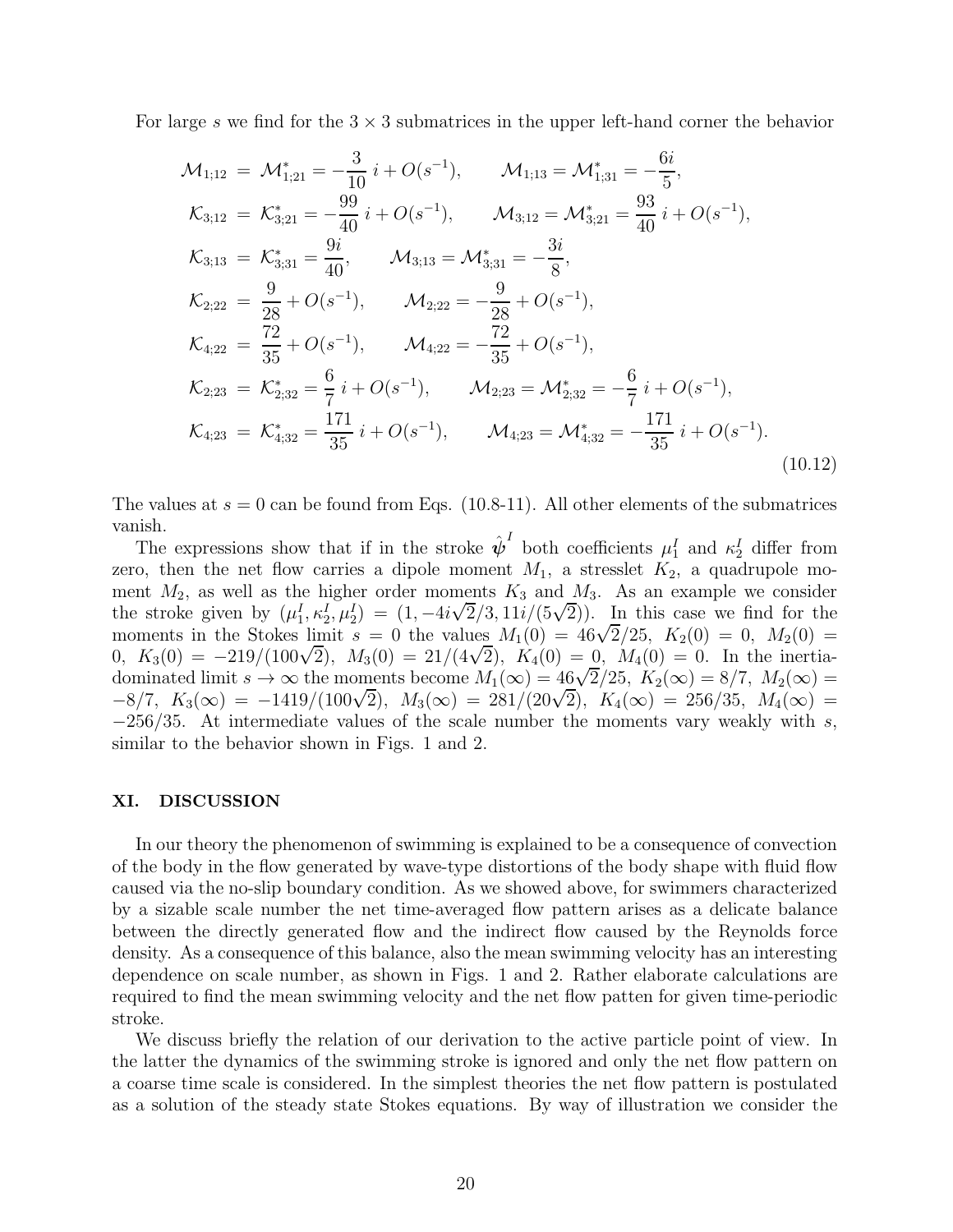For large $s$ we find for the $3 \times 3$ submatrices in the upper left-hand corner the behavior

$$
\begin{aligned}
\mathcal{M}_{1;12} &= \mathcal{M}^*_{1;21} = -\frac{3}{10}\, i + O(s^{-1}), \qquad \mathcal{M}_{1;13} = \mathcal{M}^*_{1;31} = -\frac{6i}{5}, \\
\mathcal{K}_{3;12} &= \mathcal{K}^*_{3;21} = -\frac{99}{40}\, i + O(s^{-1}), \qquad \mathcal{M}_{3;12} = \mathcal{M}^*_{3;21} = \frac{93}{40}\, i + O(s^{-1}), \\
\mathcal{K}_{3;13} &= \mathcal{K}^*_{3;31} = \frac{9i}{40}, \qquad \mathcal{M}_{3;13} = \mathcal{M}^*_{3;31} = -\frac{3i}{8}, \\
\mathcal{K}_{2;22} &= \frac{9}{28} + O(s^{-1}), \qquad \mathcal{M}_{2;22} = -\frac{9}{28} + O(s^{-1}), \\
\mathcal{K}_{4;22} &= \frac{72}{35} + O(s^{-1}), \qquad \mathcal{M}_{4;22} = -\frac{72}{35} + O(s^{-1}), \\
\mathcal{K}_{2;23} &= \mathcal{K}^*_{2;32} = \frac{6}{7}\, i + O(s^{-1}), \qquad \mathcal{M}_{2;23} = \mathcal{M}^*_{2;32} = -\frac{6}{7}\, i + O(s^{-1}), \\
\mathcal{K}_{4;23} &= \mathcal{K}^*_{4;32} = \frac{171}{35}\, i + O(s^{-1}), \qquad \mathcal{M}_{4;23} = \mathcal{M}^*_{4;32} = -\frac{171}{35}\, i + O(s^{-1}).
\end{aligned}
\tag{10.12}
$$

The values at $s = 0$ can be found from Eqs. (10.8-11). All other elements of the submatrices vanish.

The expressions show that if in the stroke $\hat{\boldsymbol{\psi}}^I$ both coefficients $\mu^I_1$ and $\kappa^I_2$ differ from zero, then the net flow carries a dipole moment $M_1$, a stresslet $K_2$, a quadrupole moment $M_2$, as well as the higher order moments $K_3$ and $M_3$. As an example we consider the stroke given by $(\mu^I_1, \kappa^I_2, \mu^I_2) = (1, -4i\sqrt{2}/3, 11i/(5\sqrt{2}))$. In this case we find for the moments in the Stokes limit $s = 0$ the values $M_1(0) = 46\sqrt{2}/25,\ K_2(0) = 0,\ M_2(0) = 0,\ K_3(0) = -219/(100\sqrt{2}),\ M_3(0) = 21/(4\sqrt{2}),\ K_4(0) = 0,\ M_4(0) = 0$. In the inertia-dominated limit $s \to \infty$ the moments become $M_1(\infty) = 46\sqrt{2}/25,\ K_2(\infty) = 8/7,\ M_2(\infty) = -8/7,\ K_3(\infty) = -1419/(100\sqrt{2}),\ M_3(\infty) = 281/(20\sqrt{2}),\ K_4(\infty) = 256/35,\ M_4(\infty) = -256/35$. At intermediate values of the scale number the moments vary weakly with $s$, similar to the behavior shown in Figs. 1 and 2.

## XI. DISCUSSION

In our theory the phenomenon of swimming is explained to be a consequence of convection of the body in the flow generated by wave-type distortions of the body shape with fluid flow caused via the no-slip boundary condition. As we showed above, for swimmers characterized by a sizable scale number the net time-averaged flow pattern arises as a delicate balance between the directly generated flow and the indirect flow caused by the Reynolds force density. As a consequence of this balance, also the mean swimming velocity has an interesting dependence on scale number, as shown in Figs. 1 and 2. Rather elaborate calculations are required to find the mean swimming velocity and the net flow patten for given time-periodic stroke.

We discuss briefly the relation of our derivation to the active particle point of view. In the latter the dynamics of the swimming stroke is ignored and only the net flow pattern on a coarse time scale is considered. In the simplest theories the net flow pattern is postulated as a solution of the steady state Stokes equations. By way of illustration we consider the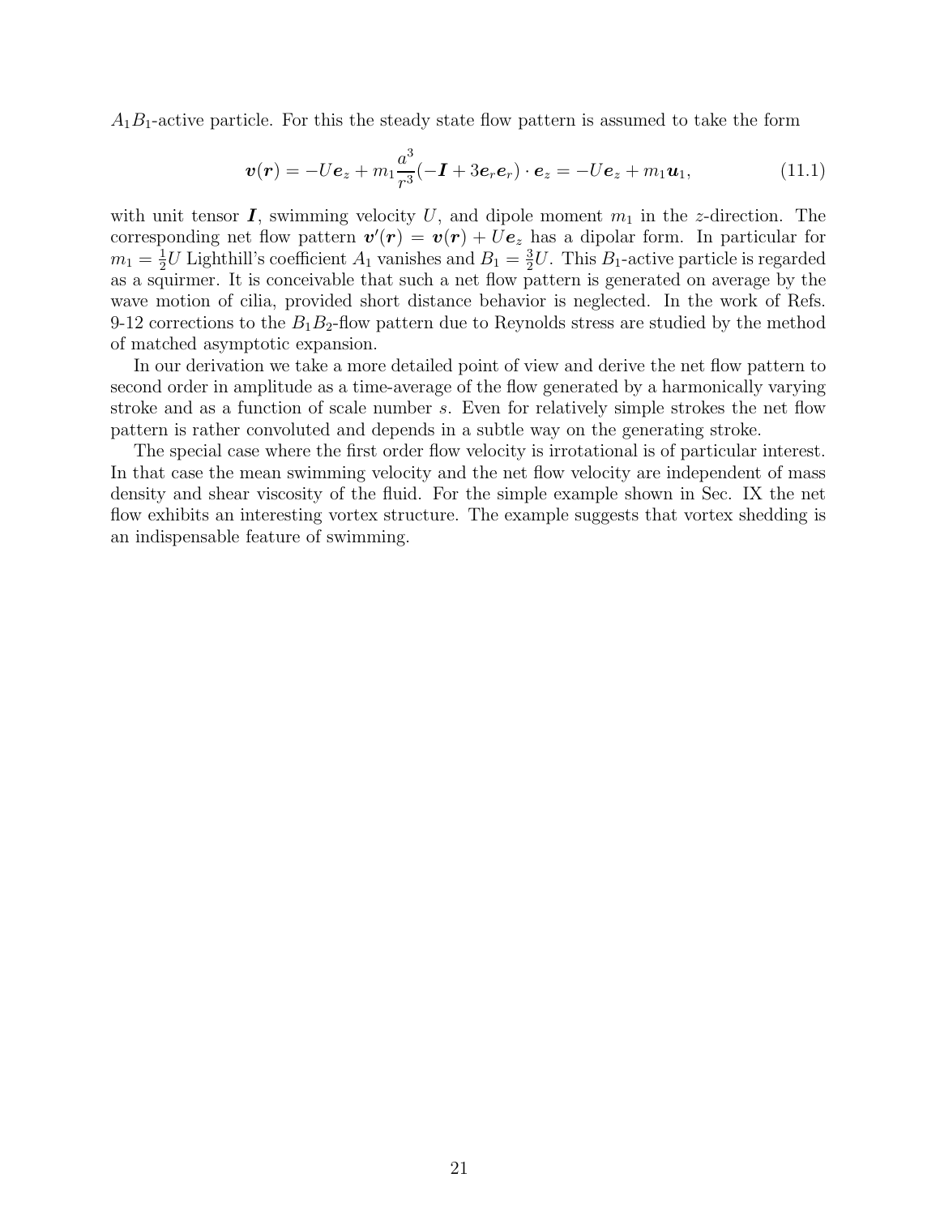$A_1B_1$-active particle. For this the steady state flow pattern is assumed to take the form

$$\boldsymbol{v}(\boldsymbol{r}) = -U\boldsymbol{e}_z + m_1\frac{a^3}{r^3}(-\boldsymbol{I} + 3\boldsymbol{e}_r\boldsymbol{e}_r)\cdot\boldsymbol{e}_z = -U\boldsymbol{e}_z + m_1\boldsymbol{u}_1, \tag{11.1}$$

with unit tensor $\boldsymbol{I}$, swimming velocity $U$, and dipole moment $m_1$ in the $z$-direction. The corresponding net flow pattern $\boldsymbol{v}'(\boldsymbol{r}) = \boldsymbol{v}(\boldsymbol{r}) + U\boldsymbol{e}_z$ has a dipolar form. In particular for $m_1 = \frac{1}{2}U$ Lighthill's coefficient $A_1$ vanishes and $B_1 = \frac{3}{2}U$. This $B_1$-active particle is regarded as a squirmer. It is conceivable that such a net flow pattern is generated on average by the wave motion of cilia, provided short distance behavior is neglected. In the work of Refs. 9-12 corrections to the $B_1B_2$-flow pattern due to Reynolds stress are studied by the method of matched asymptotic expansion.

In our derivation we take a more detailed point of view and derive the net flow pattern to second order in amplitude as a time-average of the flow generated by a harmonically varying stroke and as a function of scale number $s$. Even for relatively simple strokes the net flow pattern is rather convoluted and depends in a subtle way on the generating stroke.

The special case where the first order flow velocity is irrotational is of particular interest. In that case the mean swimming velocity and the net flow velocity are independent of mass density and shear viscosity of the fluid. For the simple example shown in Sec. IX the net flow exhibits an interesting vortex structure. The example suggests that vortex shedding is an indispensable feature of swimming.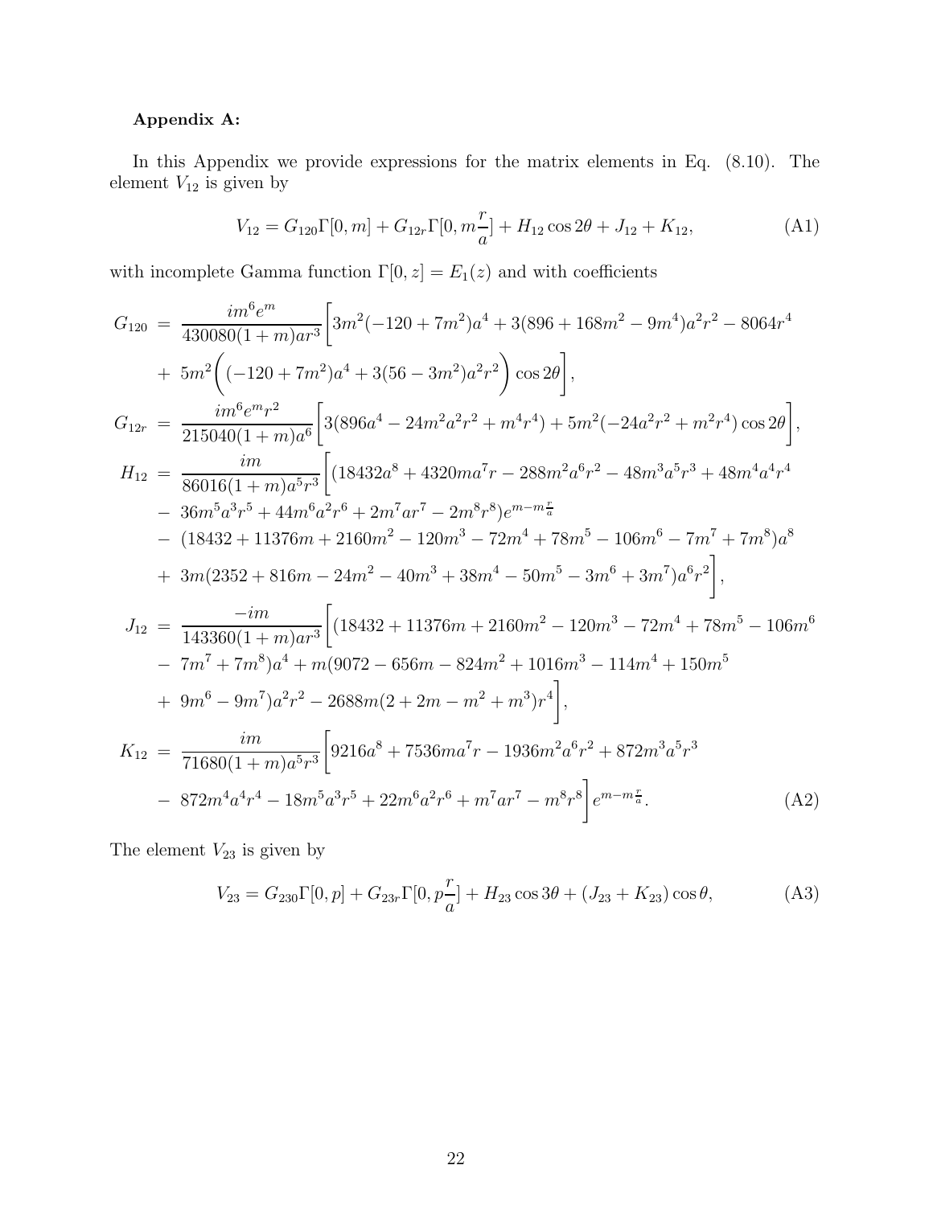**Appendix A:**

In this Appendix we provide expressions for the matrix elements in Eq. (8.10). The element $V_{12}$ is given by

$$V_{12} = G_{120}\Gamma[0, m] + G_{12r}\Gamma[0, m\frac{r}{a}] + H_{12}\cos 2\theta + J_{12} + K_{12}, \tag{A1}$$

with incomplete Gamma function $\Gamma[0, z] = E_1(z)$ and with coefficients

$$\begin{aligned}
G_{120} &= \frac{im^6 e^m}{430080(1+m)ar^3}\Bigg[3m^2(-120+7m^2)a^4 + 3(896+168m^2-9m^4)a^2r^2 - 8064r^4 \\
&+ 5m^2\bigg((-120+7m^2)a^4 + 3(56-3m^2)a^2r^2\bigg)\cos 2\theta\Bigg], \\
G_{12r} &= \frac{im^6 e^m r^2}{215040(1+m)a^6}\Bigg[3(896a^4 - 24m^2a^2r^2 + m^4r^4) + 5m^2(-24a^2r^2 + m^2r^4)\cos 2\theta\Bigg], \\
H_{12} &= \frac{im}{86016(1+m)a^5r^3}\Bigg[(18432a^8 + 4320ma^7r - 288m^2a^6r^2 - 48m^3a^5r^3 + 48m^4a^4r^4 \\
&- 36m^5a^3r^5 + 44m^6a^2r^6 + 2m^7ar^7 - 2m^8r^8)e^{m-m\frac{r}{a}} \\
&- (18432 + 11376m + 2160m^2 - 120m^3 - 72m^4 + 78m^5 - 106m^6 - 7m^7 + 7m^8)a^8 \\
&+ 3m(2352 + 816m - 24m^2 - 40m^3 + 38m^4 - 50m^5 - 3m^6 + 3m^7)a^6r^2\Bigg], \\
J_{12} &= \frac{-im}{143360(1+m)ar^3}\Bigg[(18432 + 11376m + 2160m^2 - 120m^3 - 72m^4 + 78m^5 - 106m^6 \\
&- 7m^7 + 7m^8)a^4 + m(9072 - 656m - 824m^2 + 1016m^3 - 114m^4 + 150m^5 \\
&+ 9m^6 - 9m^7)a^2r^2 - 2688m(2 + 2m - m^2 + m^3)r^4\Bigg], \\
K_{12} &= \frac{im}{71680(1+m)a^5r^3}\Bigg[9216a^8 + 7536ma^7r - 1936m^2a^6r^2 + 872m^3a^5r^3 \\
&- 872m^4a^4r^4 - 18m^5a^3r^5 + 22m^6a^2r^6 + m^7ar^7 - m^8r^8\Bigg]e^{m-m\frac{r}{a}}.
\end{aligned} \tag{A2}$$

The element $V_{23}$ is given by

$$V_{23} = G_{230}\Gamma[0, p] + G_{23r}\Gamma[0, p\frac{r}{a}] + H_{23}\cos 3\theta + (J_{23} + K_{23})\cos\theta, \tag{A3}$$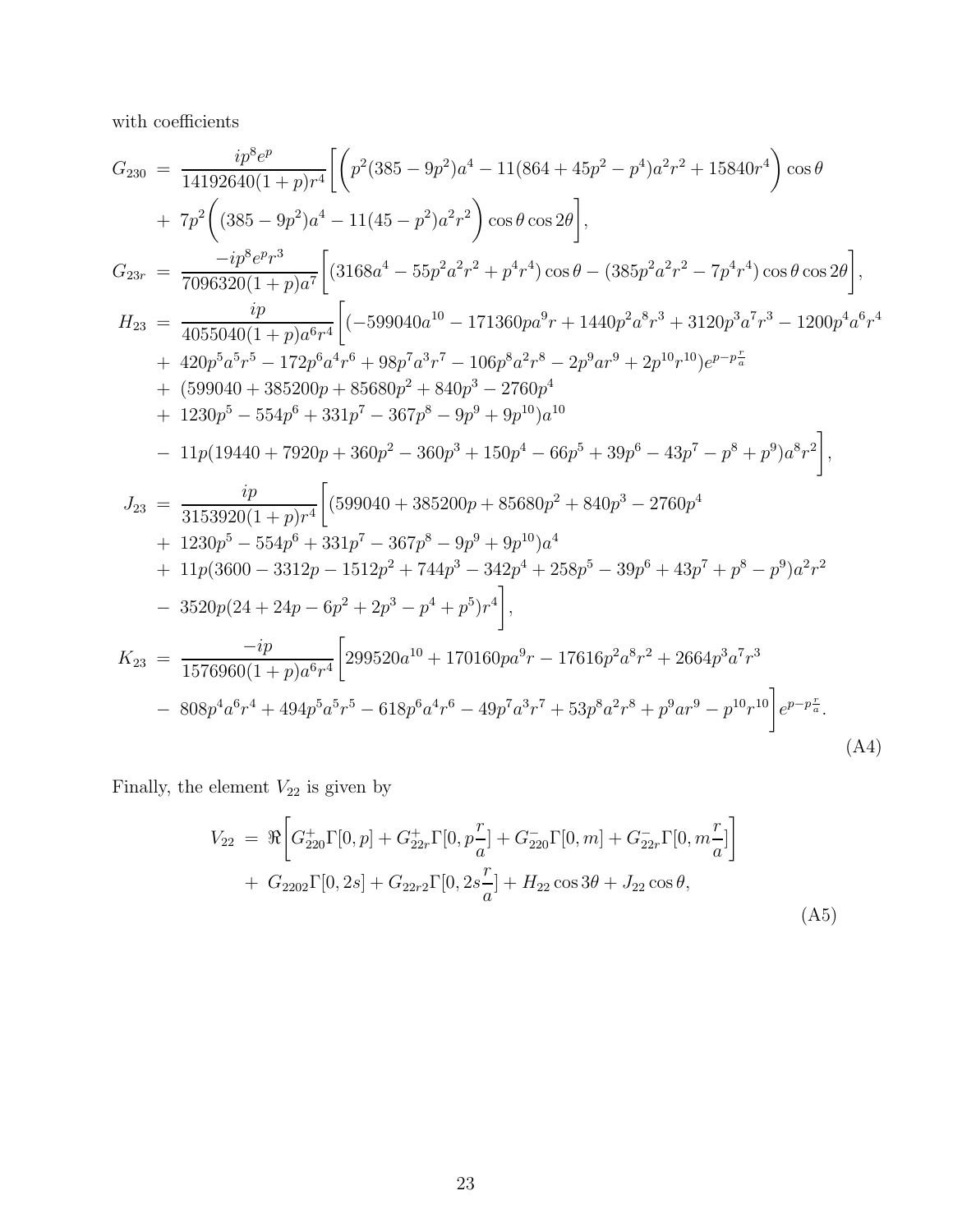with coefficients

$$
\begin{aligned}
G_{230} &= \frac{ip^8 e^p}{14192640(1+p)r^4}\Bigg[\bigg(p^2(385-9p^2)a^4 - 11(864+45p^2-p^4)a^2r^2 + 15840r^4\bigg)\cos\theta \\
&+ 7p^2\bigg((385-9p^2)a^4 - 11(45-p^2)a^2r^2\bigg)\cos\theta\cos 2\theta\Bigg], \\
G_{23r} &= \frac{-ip^8 e^p r^3}{7096320(1+p)a^7}\Bigg[(3168a^4 - 55p^2a^2r^2 + p^4r^4)\cos\theta - (385p^2a^2r^2 - 7p^4r^4)\cos\theta\cos 2\theta\Bigg], \\
H_{23} &= \frac{ip}{4055040(1+p)a^6r^4}\Bigg[(-599040a^{10} - 171360pa^9r + 1440p^2a^8r^3 + 3120p^3a^7r^3 - 1200p^4a^6r^4 \\
&+ 420p^5a^5r^5 - 172p^6a^4r^6 + 98p^7a^3r^7 - 106p^8a^2r^8 - 2p^9ar^9 + 2p^{10}r^{10})e^{p-p\frac{r}{a}} \\
&+ (599040 + 385200p + 85680p^2 + 840p^3 - 2760p^4 \\
&+ 1230p^5 - 554p^6 + 331p^7 - 367p^8 - 9p^9 + 9p^{10})a^{10} \\
&- 11p(19440 + 7920p + 360p^2 - 360p^3 + 150p^4 - 66p^5 + 39p^6 - 43p^7 - p^8 + p^9)a^8r^2\Bigg], \\
J_{23} &= \frac{ip}{3153920(1+p)r^4}\Bigg[(599040 + 385200p + 85680p^2 + 840p^3 - 2760p^4 \\
&+ 1230p^5 - 554p^6 + 331p^7 - 367p^8 - 9p^9 + 9p^{10})a^4 \\
&+ 11p(3600 - 3312p - 1512p^2 + 744p^3 - 342p^4 + 258p^5 - 39p^6 + 43p^7 + p^8 - p^9)a^2r^2 \\
&- 3520p(24 + 24p - 6p^2 + 2p^3 - p^4 + p^5)r^4\Bigg], \\
K_{23} &= \frac{-ip}{1576960(1+p)a^6r^4}\Bigg[299520a^{10} + 170160pa^9r - 17616p^2a^8r^2 + 2664p^3a^7r^3 \\
&- 808p^4a^6r^4 + 494p^5a^5r^5 - 618p^6a^4r^6 - 49p^7a^3r^7 + 53p^8a^2r^8 + p^9ar^9 - p^{10}r^{10}\Bigg]e^{p-p\frac{r}{a}}.
\end{aligned}
\tag{A4}
$$

Finally, the element $V_{22}$ is given by

$$
\begin{aligned}
V_{22} &= \Re\Bigg[G^{+}_{220}\Gamma[0,p] + G^{+}_{22r}\Gamma[0,p\frac{r}{a}] + G^{-}_{220}\Gamma[0,m] + G^{-}_{22r}\Gamma[0,m\frac{r}{a}]\Bigg] \\
&+ G_{2202}\Gamma[0,2s] + G_{22r2}\Gamma[0,2s\frac{r}{a}] + H_{22}\cos 3\theta + J_{22}\cos\theta,
\end{aligned}
\tag{A5}
$$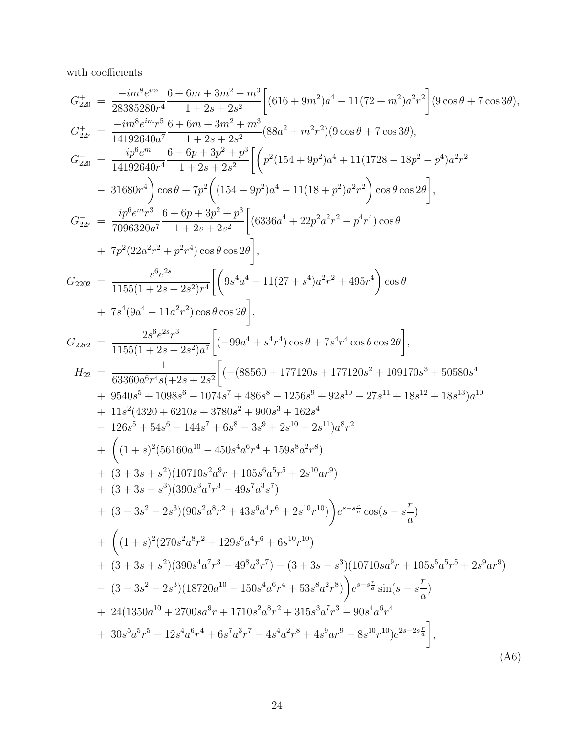with coefficients

$$
\begin{aligned}
G^{+}_{220} &= \frac{-im^8 e^{im}}{28385280 r^4} \frac{6+6m+3m^2+m^3}{1+2s+2s^2}\bigg[(616+9m^2)a^4 - 11(72+m^2)a^2r^2\bigg](9\cos\theta + 7\cos 3\theta), \\
G^{+}_{22r} &= \frac{-im^8 e^{im} r^5}{14192640 a^7} \frac{6+6m+3m^2+m^3}{1+2s+2s^2}(88a^2 + m^2r^2)(9\cos\theta + 7\cos 3\theta), \\
G^{-}_{220} &= \frac{ip^6 e^{m}}{14192640 r^4} \frac{6+6p+3p^2+p^3}{1+2s+2s^2}\bigg[\bigg(p^2(154+9p^2)a^4 + 11(1728 - 18p^2 - p^4)a^2r^2 \\
&- 31680 r^4\bigg)\cos\theta + 7p^2\bigg((154+9p^2)a^4 - 11(18+p^2)a^2r^2\bigg)\cos\theta\cos 2\theta\bigg], \\
G^{-}_{22r} &= \frac{ip^6 e^{m} r^3}{7096320 a^7} \frac{6+6p+3p^2+p^3}{1+2s+2s^2}\bigg[(6336a^4 + 22p^2a^2r^2 + p^4r^4)\cos\theta \\
&+ 7p^2(22a^2r^2 + p^2r^4)\cos\theta\cos 2\theta\bigg], \\
G_{2202} &= \frac{s^6 e^{2s}}{1155(1+2s+2s^2)r^4}\bigg[\bigg(9s^4a^4 - 11(27+s^4)a^2r^2 + 495r^4\bigg)\cos\theta \\
&+ 7s^4(9a^4 - 11a^2r^2)\cos\theta\cos 2\theta\bigg], \\
G_{22r2} &= \frac{2s^6 e^{2s} r^3}{1155(1+2s+2s^2)a^7}\bigg[(-99a^4 + s^4r^4)\cos\theta + 7s^4r^4\cos\theta\cos 2\theta\bigg], \\
H_{22} &= \frac{1}{63360 a^6 r^4 s(+2s+2s^2}\bigg[(-(88560 + 177120s + 177120s^2 + 109170s^3 + 50580s^4 \\
&+ 9540s^5 + 1098s^6 - 1074s^7 + 486s^8 - 1256s^9 + 92s^{10} - 27s^{11} + 18s^{12} + 18s^{13})a^{10} \\
&+ 11s^2(4320 + 6210s + 3780s^2 + 900s^3 + 162s^4 \\
&- 126s^5 + 54s^6 - 144s^7 + 6s^8 - 3s^9 + 2s^{10} + 2s^{11})a^8r^2 \\
&+ \bigg((1+s)^2(56160a^{10} - 450s^4a^6r^4 + 159s^8a^2r^8) \\
&+ (3+3s+s^2)(10710s^2a^9r + 105s^6a^5r^5 + 2s^{10}ar^9) \\
&+ (3+3s-s^3)(390s^3a^7r^3 - 49s^7a^3s^7) \\
&+ (3-3s^2-2s^3)(90s^2a^8r^2 + 43s^6a^4r^6 + 2s^{10}r^{10})\bigg)e^{s-s\frac{r}{a}}\cos(s - s\frac{r}{a}) \\
&+ \bigg((1+s)^2(270s^2a^8r^2 + 129s^6a^4r^6 + 6s^{10}r^{10}) \\
&+ (3+3s+s^2)(390s^4a^7r^3 - 49^8a^3r^7) - (3+3s-s^3)(10710sa^9r + 105s^5a^5r^5 + 2s^9ar^9) \\
&- (3-3s^2-2s^3)(18720a^{10} - 150s^4a^6r^4 + 53s^8a^2r^8)\bigg)e^{s-s\frac{r}{a}}\sin(s - s\frac{r}{a}) \\
&+ 24(1350a^{10} + 2700sa^9r + 1710s^2a^8r^2 + 315s^3a^7r^3 - 90s^4a^6r^4 \\
&+ 30s^5a^5r^5 - 12s^4a^6r^4 + 6s^7a^3r^7 - 4s^4a^2r^8 + 4s^9ar^9 - 8s^{10}r^{10})e^{2s-2s\frac{r}{a}}\bigg],
\end{aligned}
\tag{A6}
$$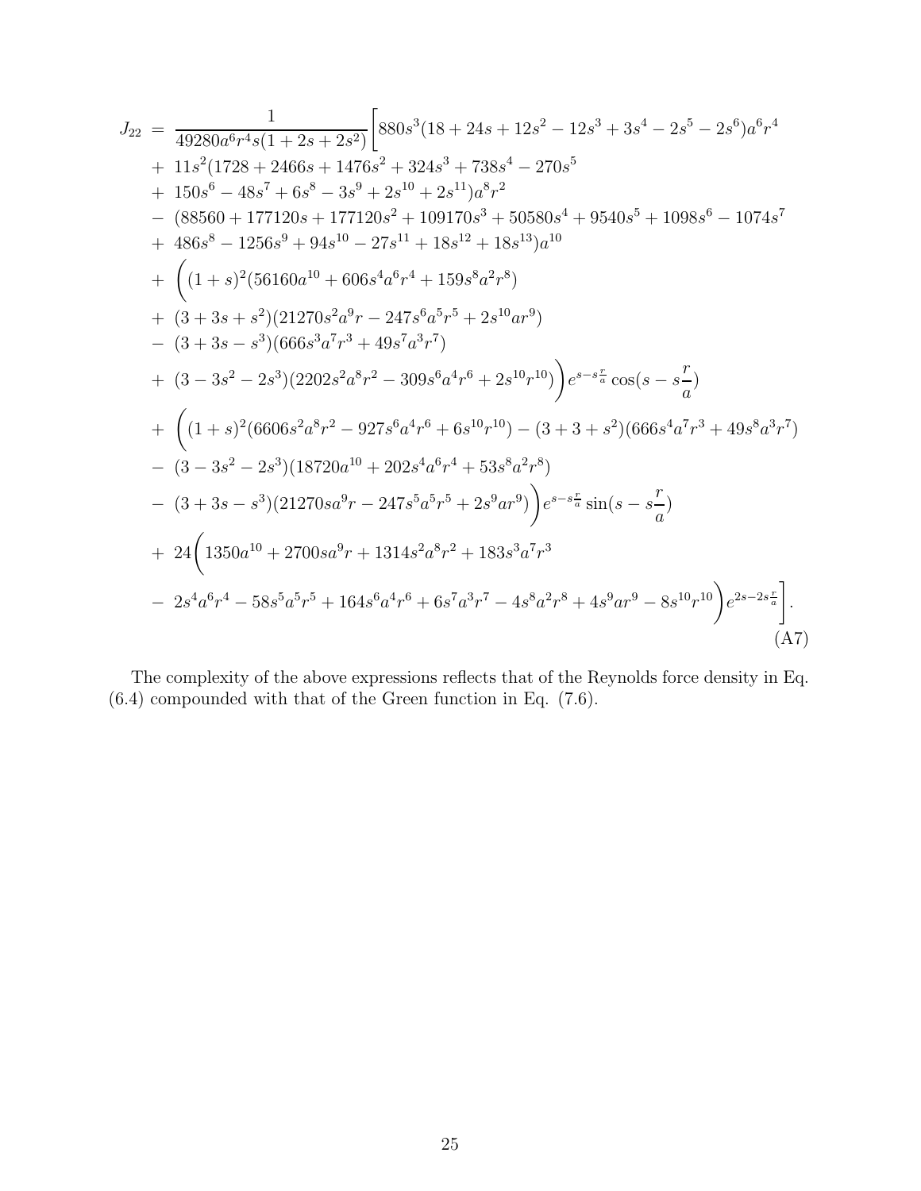$$
\begin{aligned}
J_{22} \;=\; & \frac{1}{49280a^6r^4s(1+2s+2s^2)}\bigg[880s^3(18+24s+12s^2-12s^3+3s^4-2s^5-2s^6)a^6r^4 \\
+\; & 11s^2(1728+2466s+1476s^2+324s^3+738s^4-270s^5 \\
+\; & 150s^6-48s^7+6s^8-3s^9+2s^{10}+2s^{11})a^8r^2 \\
-\; & (88560+177120s+177120s^2+109170s^3+50580s^4+9540s^5+1098s^6-1074s^7 \\
+\; & 486s^8-1256s^9+94s^{10}-27s^{11}+18s^{12}+18s^{13})a^{10} \\
+\; & \bigg((1+s)^2(56160a^{10}+606s^4a^6r^4+159s^8a^2r^8) \\
+\; & (3+3s+s^2)(21270s^2a^9r-247s^6a^5r^5+2s^{10}ar^9) \\
-\; & (3+3s-s^3)(666s^3a^7r^3+49s^7a^3r^7) \\
+\; & (3-3s^2-2s^3)(2202s^2a^8r^2-309s^6a^4r^6+2s^{10}r^{10})\bigg)e^{s-s\frac{r}{a}}\cos(s-s\frac{r}{a}) \\
+\; & \bigg((1+s)^2(6606s^2a^8r^2-927s^6a^4r^6+6s^{10}r^{10})-(3+3+s^2)(666s^4a^7r^3+49s^8a^3r^7) \\
-\; & (3-3s^2-2s^3)(18720a^{10}+202s^4a^6r^4+53s^8a^2r^8) \\
-\; & (3+3s-s^3)(21270sa^9r-247s^5a^5r^5+2s^9ar^9)\bigg)e^{s-s\frac{r}{a}}\sin(s-s\frac{r}{a}) \\
+\; & 24\bigg(1350a^{10}+2700sa^9r+1314s^2a^8r^2+183s^3a^7r^3 \\
-\; & 2s^4a^6r^4-58s^5a^5r^5+164s^6a^4r^6+6s^7a^3r^7-4s^8a^2r^8+4s^9ar^9-8s^{10}r^{10}\bigg)e^{2s-2s\frac{r}{a}}\bigg].
\end{aligned}
\tag{A7}
$$

The complexity of the above expressions reflects that of the Reynolds force density in Eq. (6.4) compounded with that of the Green function in Eq. (7.6).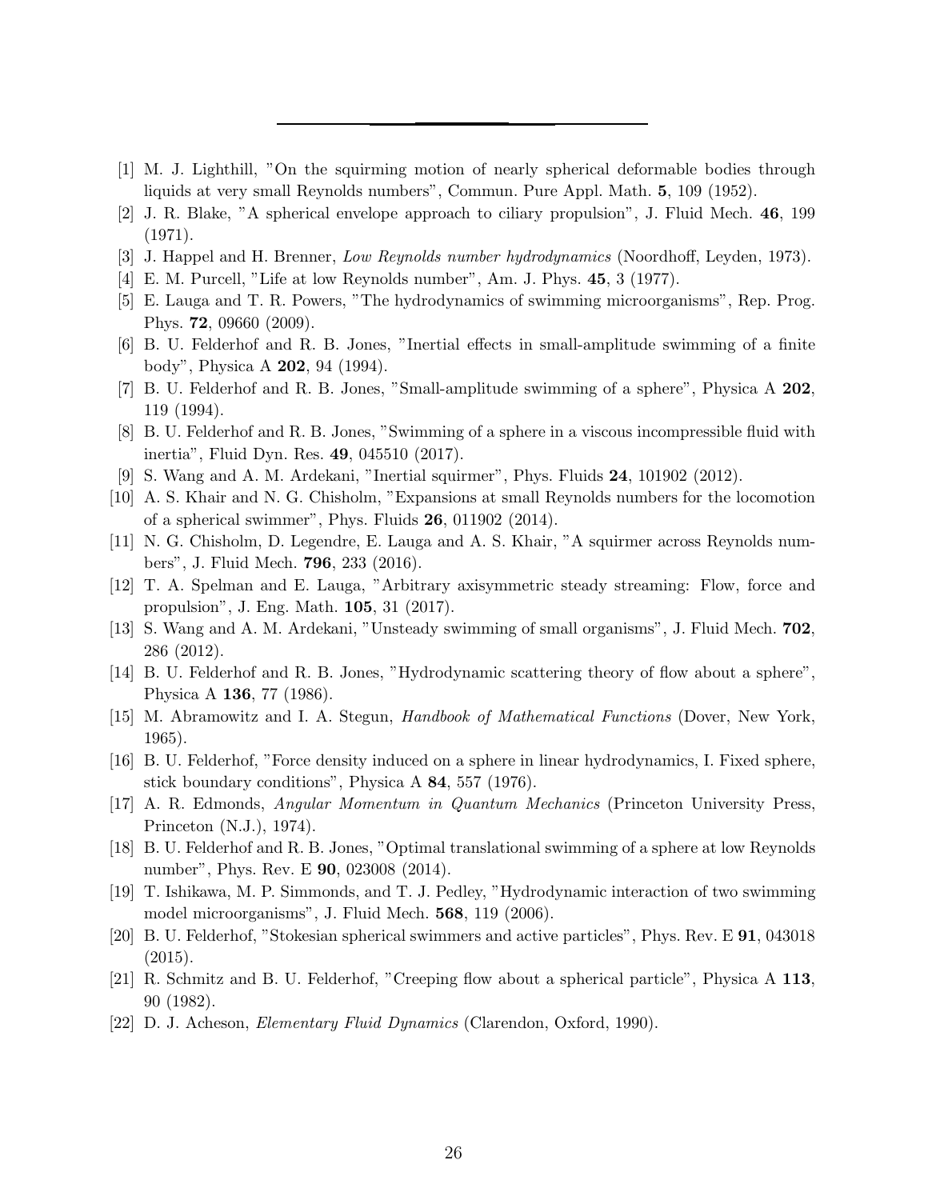[1] M. J. Lighthill, "On the squirming motion of nearly spherical deformable bodies through liquids at very small Reynolds numbers", Commun. Pure Appl. Math. **5**, 109 (1952).

[2] J. R. Blake, "A spherical envelope approach to ciliary propulsion", J. Fluid Mech. **46**, 199 (1971).

[3] J. Happel and H. Brenner, *Low Reynolds number hydrodynamics* (Noordhoff, Leyden, 1973).

[4] E. M. Purcell, "Life at low Reynolds number", Am. J. Phys. **45**, 3 (1977).

[5] E. Lauga and T. R. Powers, "The hydrodynamics of swimming microorganisms", Rep. Prog. Phys. **72**, 09660 (2009).

[6] B. U. Felderhof and R. B. Jones, "Inertial effects in small-amplitude swimming of a finite body", Physica A **202**, 94 (1994).

[7] B. U. Felderhof and R. B. Jones, "Small-amplitude swimming of a sphere", Physica A **202**, 119 (1994).

[8] B. U. Felderhof and R. B. Jones, "Swimming of a sphere in a viscous incompressible fluid with inertia", Fluid Dyn. Res. **49**, 045510 (2017).

[9] S. Wang and A. M. Ardekani, "Inertial squirmer", Phys. Fluids **24**, 101902 (2012).

[10] A. S. Khair and N. G. Chisholm, "Expansions at small Reynolds numbers for the locomotion of a spherical swimmer", Phys. Fluids **26**, 011902 (2014).

[11] N. G. Chisholm, D. Legendre, E. Lauga and A. S. Khair, "A squirmer across Reynolds numbers", J. Fluid Mech. **796**, 233 (2016).

[12] T. A. Spelman and E. Lauga, "Arbitrary axisymmetric steady streaming: Flow, force and propulsion", J. Eng. Math. **105**, 31 (2017).

[13] S. Wang and A. M. Ardekani, "Unsteady swimming of small organisms", J. Fluid Mech. **702**, 286 (2012).

[14] B. U. Felderhof and R. B. Jones, "Hydrodynamic scattering theory of flow about a sphere", Physica A **136**, 77 (1986).

[15] M. Abramowitz and I. A. Stegun, *Handbook of Mathematical Functions* (Dover, New York, 1965).

[16] B. U. Felderhof, "Force density induced on a sphere in linear hydrodynamics, I. Fixed sphere, stick boundary conditions", Physica A **84**, 557 (1976).

[17] A. R. Edmonds, *Angular Momentum in Quantum Mechanics* (Princeton University Press, Princeton (N.J.), 1974).

[18] B. U. Felderhof and R. B. Jones, "Optimal translational swimming of a sphere at low Reynolds number", Phys. Rev. E **90**, 023008 (2014).

[19] T. Ishikawa, M. P. Simmonds, and T. J. Pedley, "Hydrodynamic interaction of two swimming model microorganisms", J. Fluid Mech. **568**, 119 (2006).

[20] B. U. Felderhof, "Stokesian spherical swimmers and active particles", Phys. Rev. E **91**, 043018 (2015).

[21] R. Schmitz and B. U. Felderhof, "Creeping flow about a spherical particle", Physica A **113**, 90 (1982).

[22] D. J. Acheson, *Elementary Fluid Dynamics* (Clarendon, Oxford, 1990).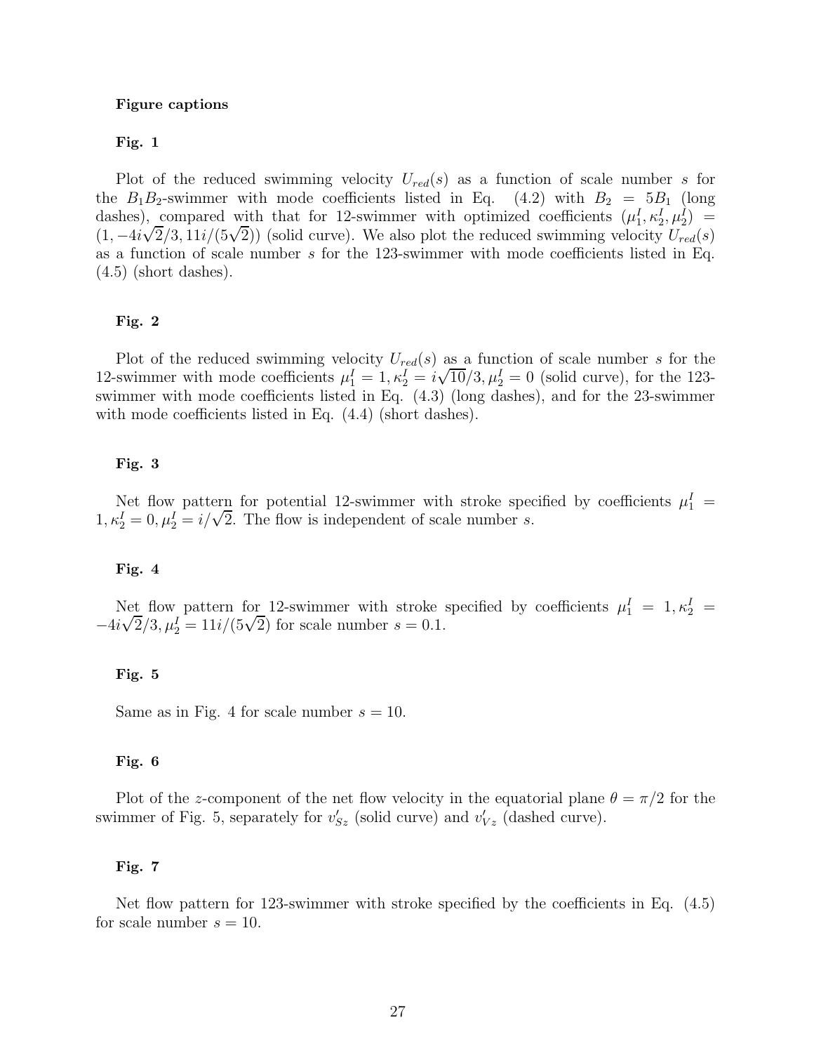**Figure captions**

**Fig. 1**

Plot of the reduced swimming velocity $U_{red}(s)$ as a function of scale number $s$ for the $B_1B_2$-swimmer with mode coefficients listed in Eq. (4.2) with $B_2 = 5B_1$ (long dashes), compared with that for 12-swimmer with optimized coefficients $(\mu_1^I, \kappa_2^I, \mu_2^I) = (1, -4i\sqrt{2}/3, 11i/(5\sqrt{2}))$ (solid curve). We also plot the reduced swimming velocity $U_{red}(s)$ as a function of scale number $s$ for the 123-swimmer with mode coefficients listed in Eq. (4.5) (short dashes).

**Fig. 2**

Plot of the reduced swimming velocity $U_{red}(s)$ as a function of scale number $s$ for the 12-swimmer with mode coefficients $\mu_1^I = 1, \kappa_2^I = i\sqrt{10}/3, \mu_2^I = 0$ (solid curve), for the 123-swimmer with mode coefficients listed in Eq. (4.3) (long dashes), and for the 23-swimmer with mode coefficients listed in Eq. (4.4) (short dashes).

**Fig. 3**

Net flow pattern for potential 12-swimmer with stroke specified by coefficients $\mu_1^I = 1, \kappa_2^I = 0, \mu_2^I = i/\sqrt{2}$. The flow is independent of scale number $s$.

**Fig. 4**

Net flow pattern for 12-swimmer with stroke specified by coefficients $\mu_1^I = 1, \kappa_2^I = -4i\sqrt{2}/3, \mu_2^I = 11i/(5\sqrt{2})$ for scale number $s = 0.1$.

**Fig. 5**

Same as in Fig. 4 for scale number $s = 10$.

**Fig. 6**

Plot of the $z$-component of the net flow velocity in the equatorial plane $\theta = \pi/2$ for the swimmer of Fig. 5, separately for $v'_{Sz}$ (solid curve) and $v'_{Vz}$ (dashed curve).

**Fig. 7**

Net flow pattern for 123-swimmer with stroke specified by the coefficients in Eq. (4.5) for scale number $s = 10$.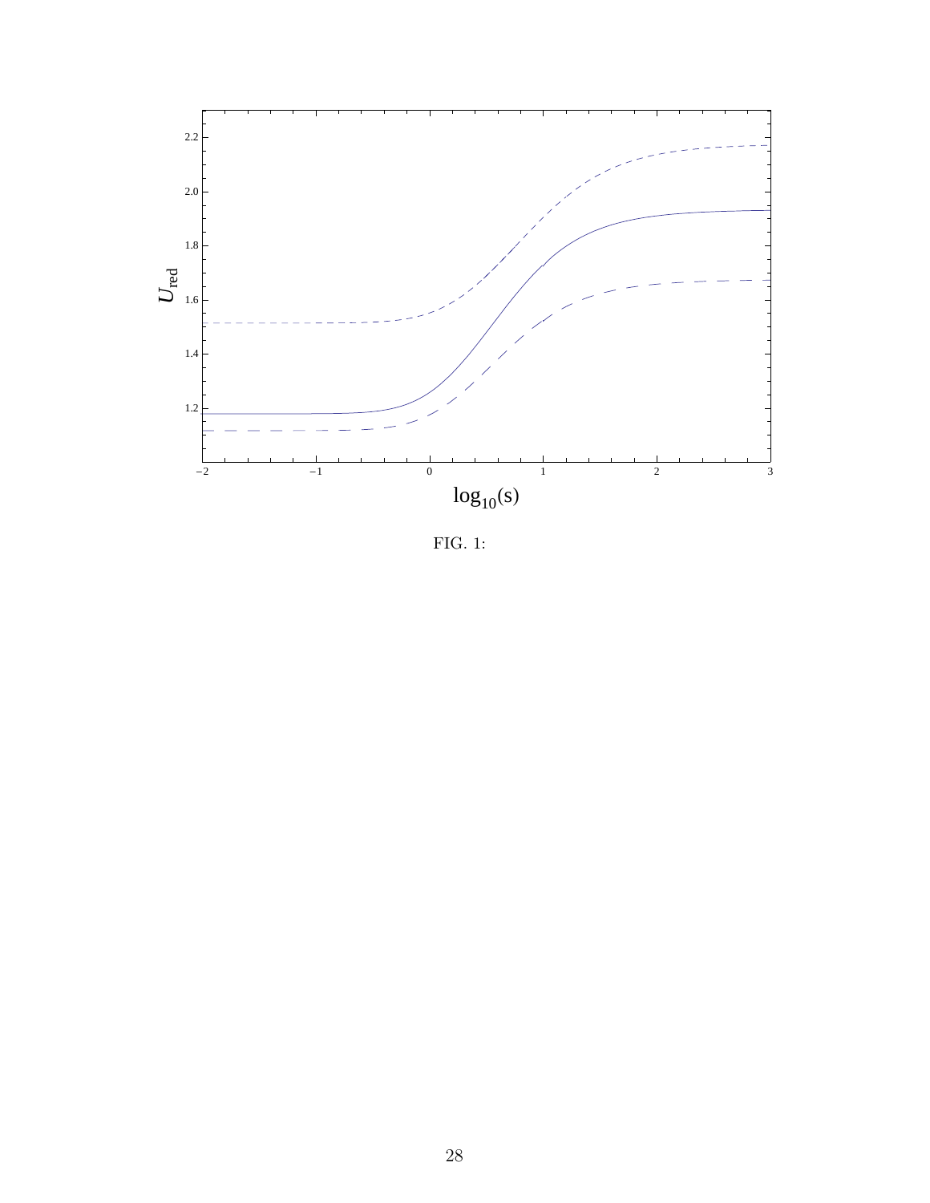FIG. 1: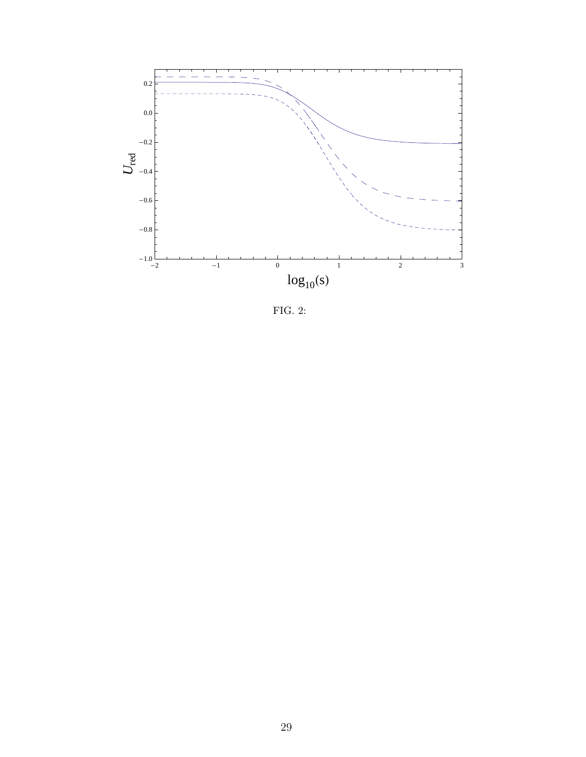FIG. 2: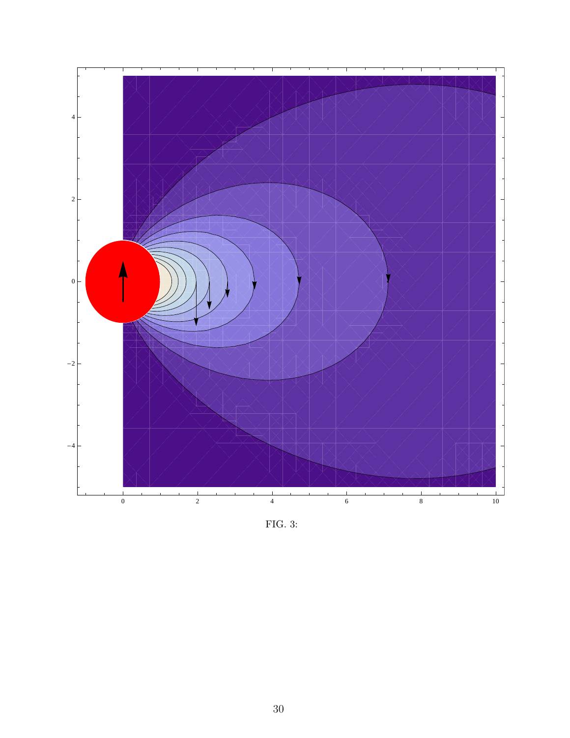FIG. 3: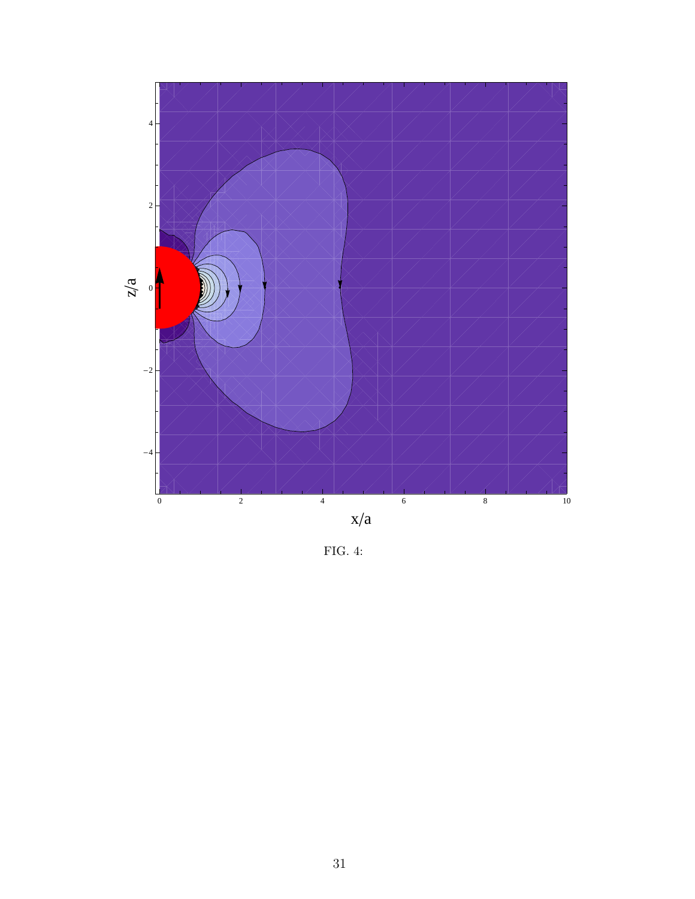FIG. 4: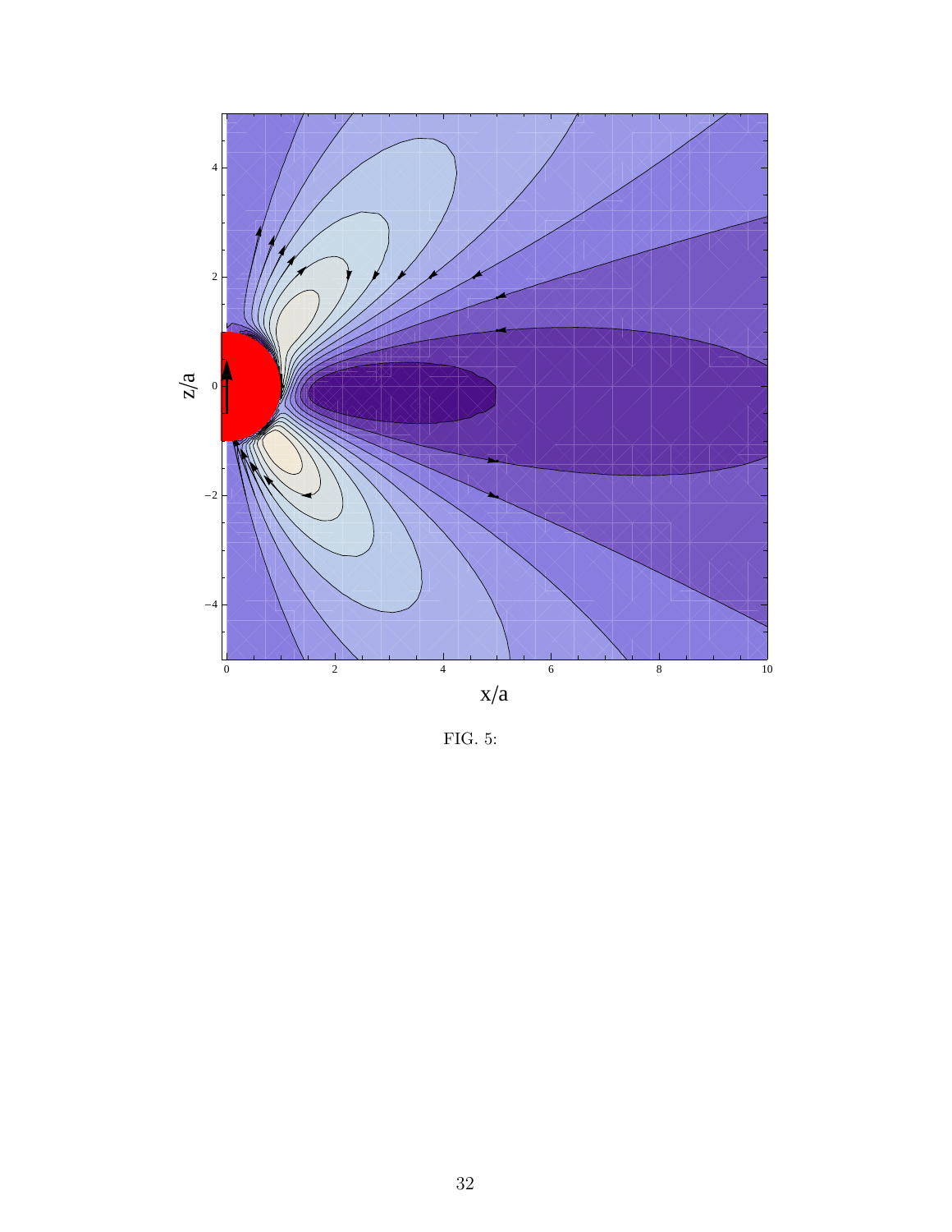FIG. 5: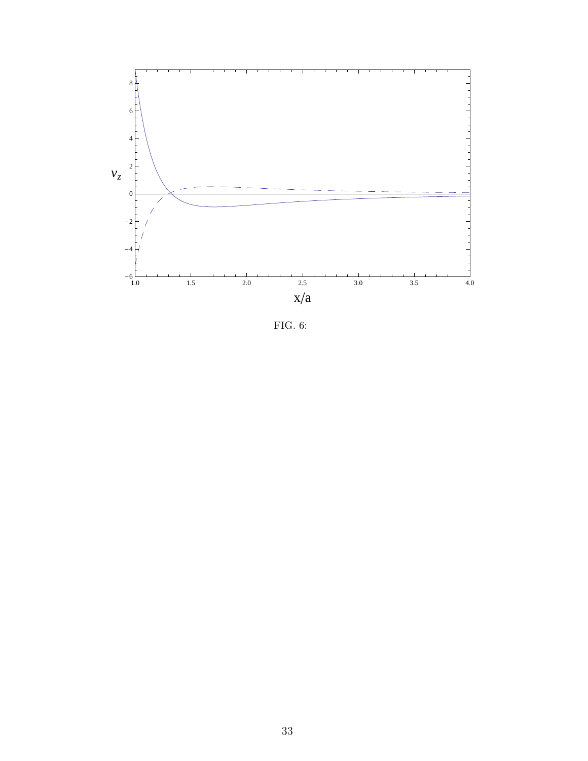FIG. 6: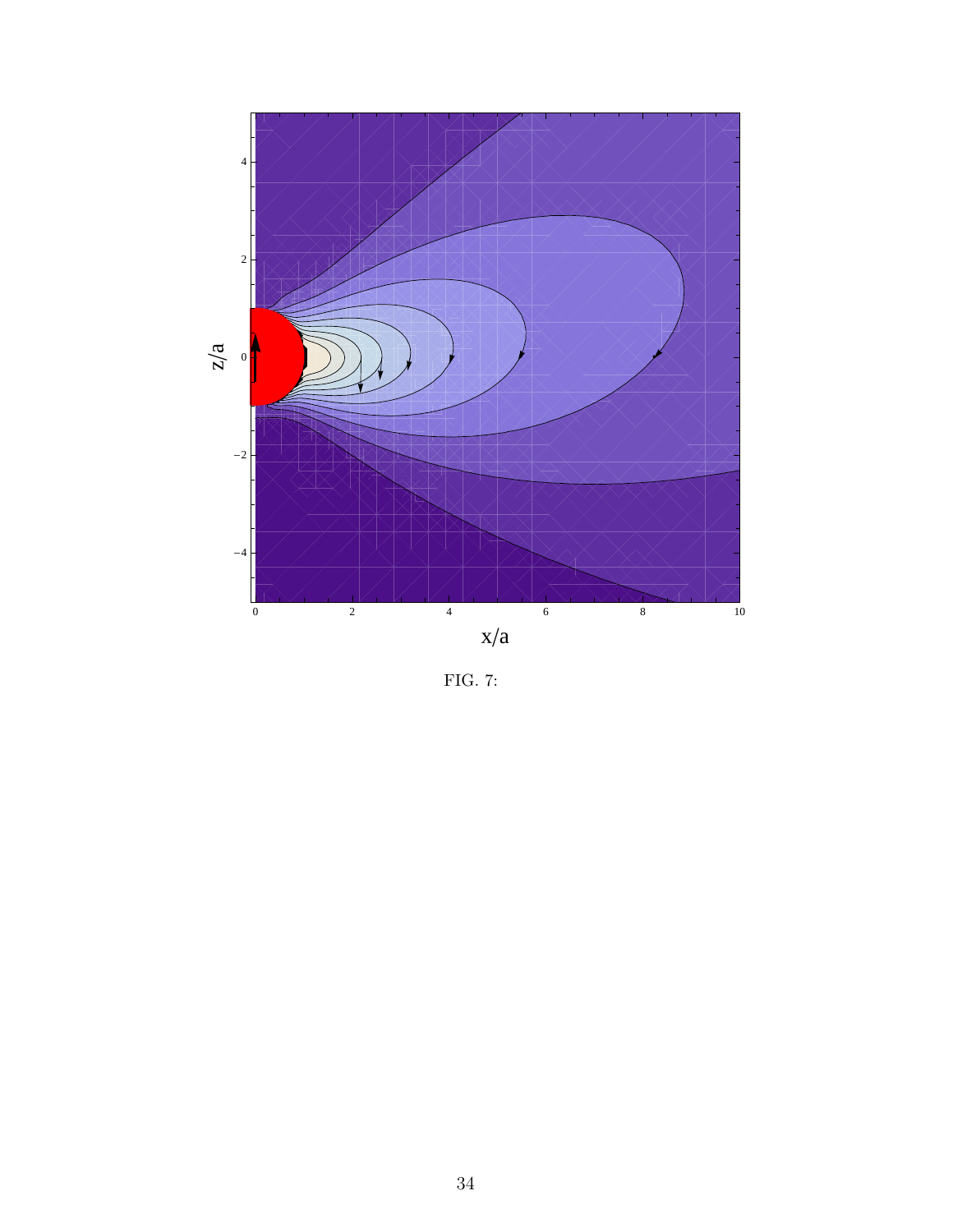z/a

4

2

0

−2

−4

0

2

4

6

8

10

x/a

FIG. 7: